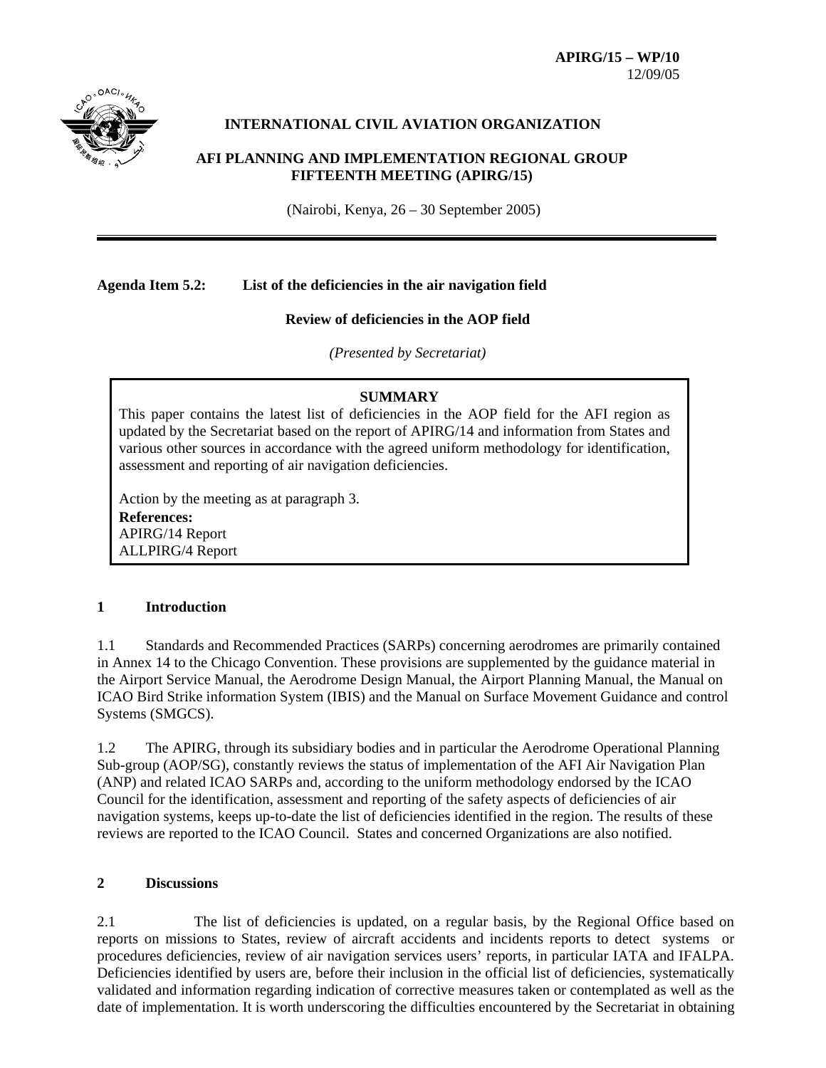**APIRG/15 – WP/10**
12/09/05

**INTERNATIONAL CIVIL AVIATION ORGANIZATION**

**AFI PLANNING AND IMPLEMENTATION REGIONAL GROUP FIFTEENTH MEETING (APIRG/15)**

(Nairobi, Kenya, 26 – 30 September 2005)

---

**Agenda Item 5.2: List of the deficiencies in the air navigation field**

**Review of deficiencies in the AOP field**

*(Presented by Secretariat)*

> **SUMMARY**
>
> This paper contains the latest list of deficiencies in the AOP field for the AFI region as updated by the Secretariat based on the report of APIRG/14 and information from States and various other sources in accordance with the agreed uniform methodology for identification, assessment and reporting of air navigation deficiencies.
>
> Action by the meeting as at paragraph 3.
>
> **References:**
> APIRG/14 Report
> ALLPIRG/4 Report

## 1 Introduction

1.1 Standards and Recommended Practices (SARPs) concerning aerodromes are primarily contained in Annex 14 to the Chicago Convention. These provisions are supplemented by the guidance material in the Airport Service Manual, the Aerodrome Design Manual, the Airport Planning Manual, the Manual on ICAO Bird Strike information System (IBIS) and the Manual on Surface Movement Guidance and control Systems (SMGCS).

1.2 The APIRG, through its subsidiary bodies and in particular the Aerodrome Operational Planning Sub-group (AOP/SG), constantly reviews the status of implementation of the AFI Air Navigation Plan (ANP) and related ICAO SARPs and, according to the uniform methodology endorsed by the ICAO Council for the identification, assessment and reporting of the safety aspects of deficiencies of air navigation systems, keeps up-to-date the list of deficiencies identified in the region. The results of these reviews are reported to the ICAO Council. States and concerned Organizations are also notified.

## 2 Discussions

2.1 The list of deficiencies is updated, on a regular basis, by the Regional Office based on reports on missions to States, review of aircraft accidents and incidents reports to detect systems or procedures deficiencies, review of air navigation services users' reports, in particular IATA and IFALPA. Deficiencies identified by users are, before their inclusion in the official list of deficiencies, systematically validated and information regarding indication of corrective measures taken or contemplated as well as the date of implementation. It is worth underscoring the difficulties encountered by the Secretariat in obtaining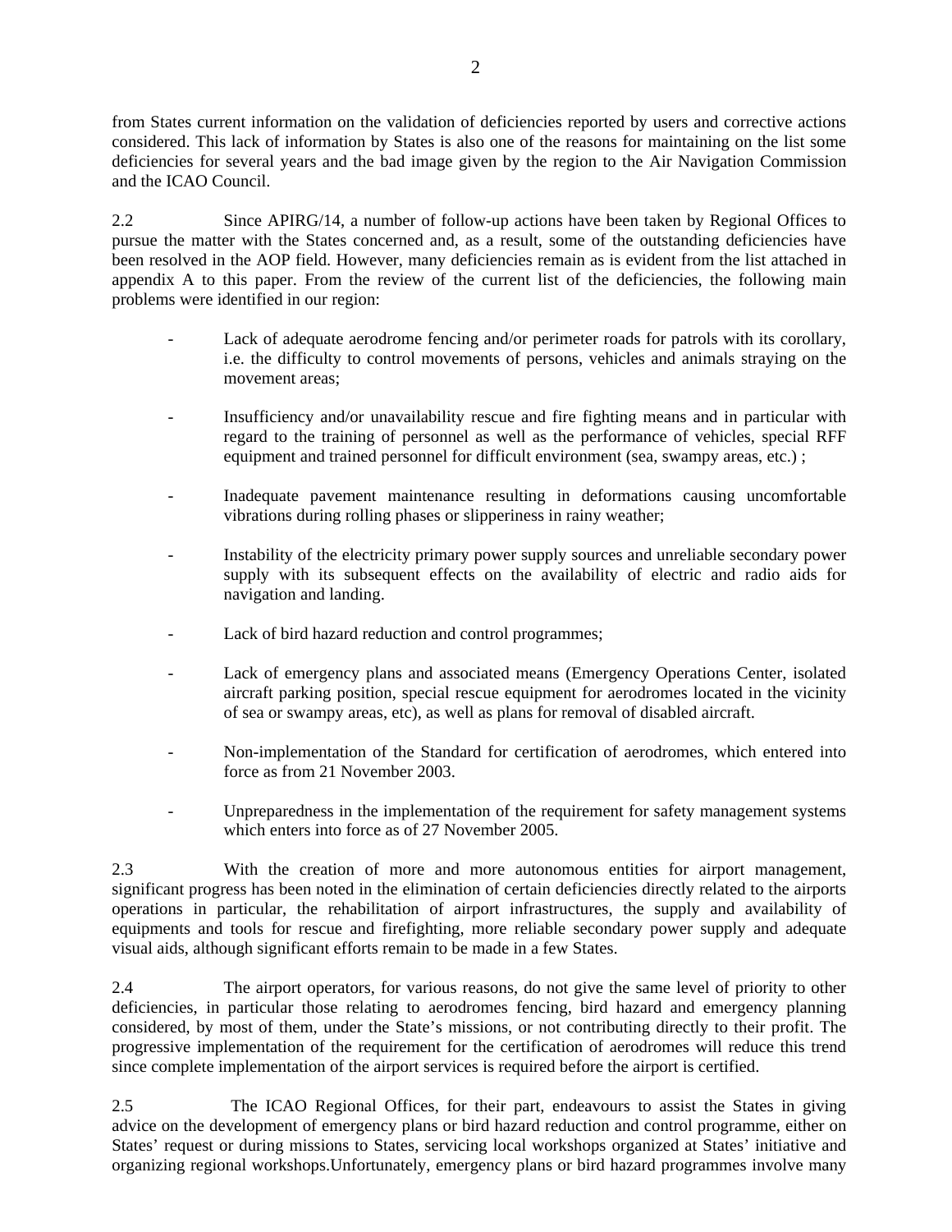from States current information on the validation of deficiencies reported by users and corrective actions considered. This lack of information by States is also one of the reasons for maintaining on the list some deficiencies for several years and the bad image given by the region to the Air Navigation Commission and the ICAO Council.

2.2 Since APIRG/14, a number of follow-up actions have been taken by Regional Offices to pursue the matter with the States concerned and, as a result, some of the outstanding deficiencies have been resolved in the AOP field. However, many deficiencies remain as is evident from the list attached in appendix A to this paper. From the review of the current list of the deficiencies, the following main problems were identified in our region:

- Lack of adequate aerodrome fencing and/or perimeter roads for patrols with its corollary, i.e. the difficulty to control movements of persons, vehicles and animals straying on the movement areas;

- Insufficiency and/or unavailability rescue and fire fighting means and in particular with regard to the training of personnel as well as the performance of vehicles, special RFF equipment and trained personnel for difficult environment (sea, swampy areas, etc.) ;

- Inadequate pavement maintenance resulting in deformations causing uncomfortable vibrations during rolling phases or slipperiness in rainy weather;

- Instability of the electricity primary power supply sources and unreliable secondary power supply with its subsequent effects on the availability of electric and radio aids for navigation and landing.

- Lack of bird hazard reduction and control programmes;

- Lack of emergency plans and associated means (Emergency Operations Center, isolated aircraft parking position, special rescue equipment for aerodromes located in the vicinity of sea or swampy areas, etc), as well as plans for removal of disabled aircraft.

- Non-implementation of the Standard for certification of aerodromes, which entered into force as from 21 November 2003.

- Unpreparedness in the implementation of the requirement for safety management systems which enters into force as of 27 November 2005.

2.3 With the creation of more and more autonomous entities for airport management, significant progress has been noted in the elimination of certain deficiencies directly related to the airports operations in particular, the rehabilitation of airport infrastructures, the supply and availability of equipments and tools for rescue and firefighting, more reliable secondary power supply and adequate visual aids, although significant efforts remain to be made in a few States.

2.4 The airport operators, for various reasons, do not give the same level of priority to other deficiencies, in particular those relating to aerodromes fencing, bird hazard and emergency planning considered, by most of them, under the State's missions, or not contributing directly to their profit. The progressive implementation of the requirement for the certification of aerodromes will reduce this trend since complete implementation of the airport services is required before the airport is certified.

2.5 The ICAO Regional Offices, for their part, endeavours to assist the States in giving advice on the development of emergency plans or bird hazard reduction and control programme, either on States' request or during missions to States, servicing local workshops organized at States' initiative and organizing regional workshops.Unfortunately, emergency plans or bird hazard programmes involve many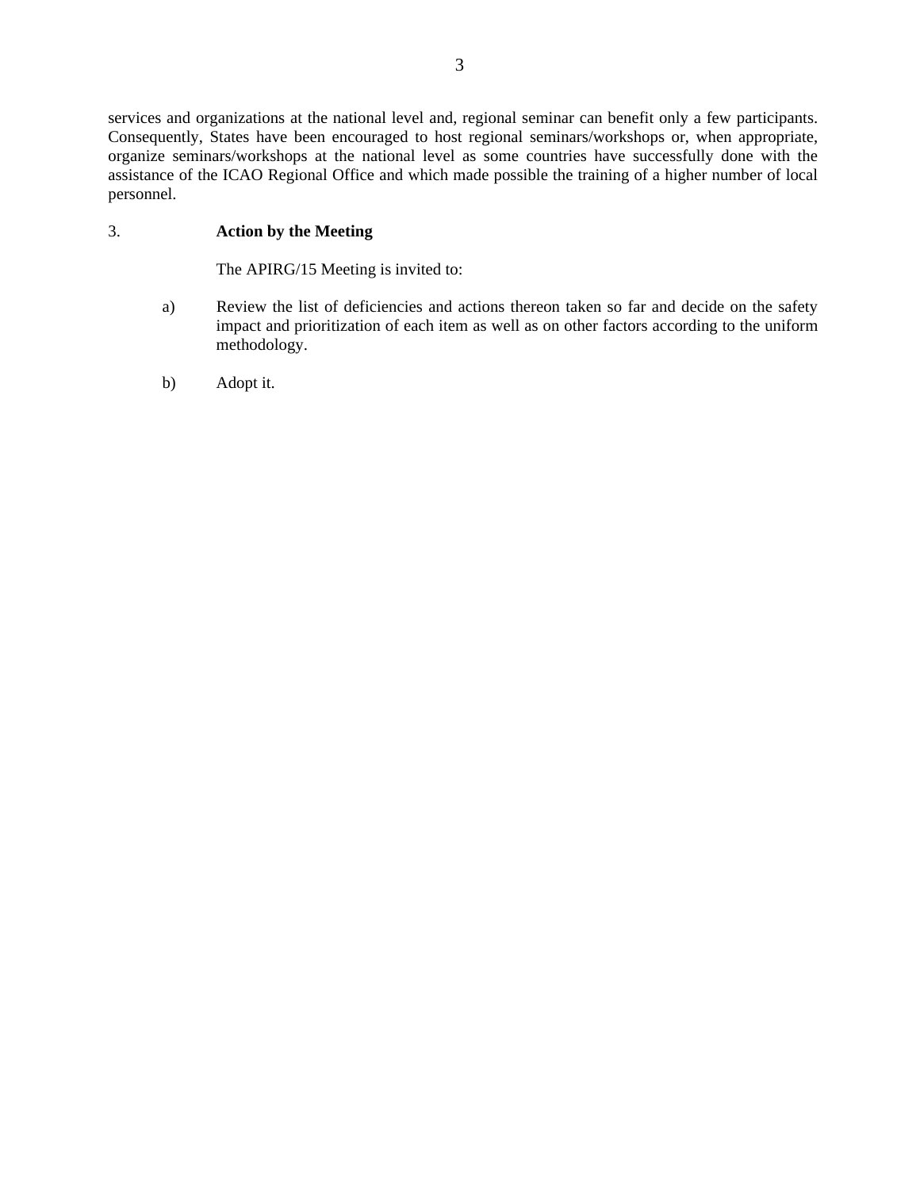services and organizations at the national level and, regional seminar can benefit only a few participants. Consequently, States have been encouraged to host regional seminars/workshops or, when appropriate, organize seminars/workshops at the national level as some countries have successfully done with the assistance of the ICAO Regional Office and which made possible the training of a higher number of local personnel.

3. **Action by the Meeting**

The APIRG/15 Meeting is invited to:

a) Review the list of deficiencies and actions thereon taken so far and decide on the safety impact and prioritization of each item as well as on other factors according to the uniform methodology.

b) Adopt it.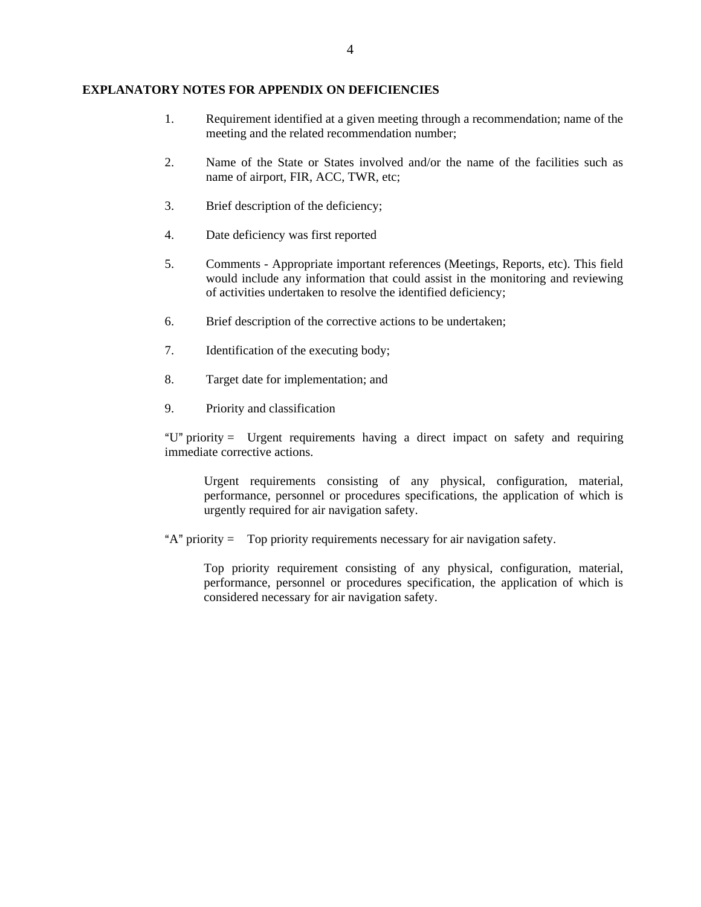**EXPLANATORY NOTES FOR APPENDIX ON DEFICIENCIES**

1. Requirement identified at a given meeting through a recommendation; name of the meeting and the related recommendation number;

2. Name of the State or States involved and/or the name of the facilities such as name of airport, FIR, ACC, TWR, etc;

3. Brief description of the deficiency;

4. Date deficiency was first reported

5. Comments - Appropriate important references (Meetings, Reports, etc). This field would include any information that could assist in the monitoring and reviewing of activities undertaken to resolve the identified deficiency;

6. Brief description of the corrective actions to be undertaken;

7. Identification of the executing body;

8. Target date for implementation; and

9. Priority and classification

"U" priority = Urgent requirements having a direct impact on safety and requiring immediate corrective actions.

> Urgent requirements consisting of any physical, configuration, material, performance, personnel or procedures specifications, the application of which is urgently required for air navigation safety.

"A" priority = Top priority requirements necessary for air navigation safety.

> Top priority requirement consisting of any physical, configuration, material, performance, personnel or procedures specification, the application of which is considered necessary for air navigation safety.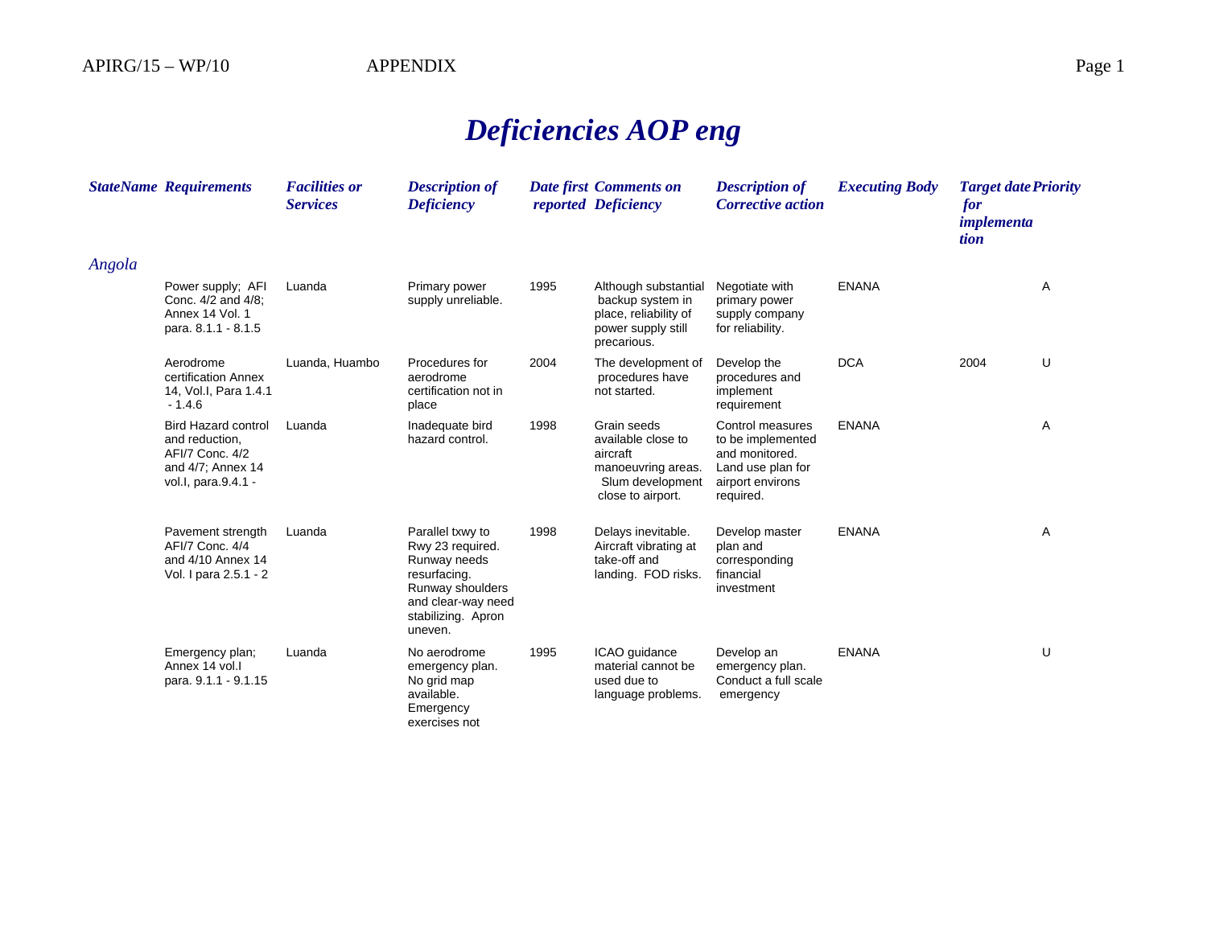# Deficiencies AOP eng

| StateName | Requirements | Facilities or Services | Description of Deficiency | Date first reported | Comments on Deficiency | Description of Corrective action | Executing Body | Target date for implementation | Priority |
|---|---|---|---|---|---|---|---|---|---|
| *Angola* | | | | | | | | | |
| | Power supply; AFI Conc. 4/2 and 4/8; Annex 14 Vol. 1 para. 8.1.1 - 8.1.5 | Luanda | Primary power supply unreliable. | 1995 | Although substantial backup system in place, reliability of power supply still precarious. | Negotiate with primary power supply company for reliability. | ENANA | | A |
| | Aerodrome certification Annex 14, Vol.I, Para 1.4.1 - 1.4.6 | Luanda, Huambo | Procedures for aerodrome certification not in place | 2004 | The development of procedures have not started. | Develop the procedures and implement requirement | DCA | 2004 | U |
| | Bird Hazard control and reduction, AFI/7 Conc. 4/2 and 4/7; Annex 14 vol.I, para.9.4.1 - | Luanda | Inadequate bird hazard control. | 1998 | Grain seeds available close to aircraft manoeuvring areas. Slum development close to airport. | Control measures to be implemented and monitored. Land use plan for airport environs required. | ENANA | | A |
| | Pavement strength AFI/7 Conc. 4/4 and 4/10 Annex 14 Vol. I para 2.5.1 - 2 | Luanda | Parallel txwy to Rwy 23 required. Runway needs resurfacing. Runway shoulders and clear-way need stabilizing. Apron uneven. | 1998 | Delays inevitable. Aircraft vibrating at take-off and landing. FOD risks. | Develop master plan and corresponding financial investment | ENANA | | A |
| | Emergency plan; Annex 14 vol.I para. 9.1.1 - 9.1.15 | Luanda | No aerodrome emergency plan. No grid map available. Emergency exercises not | 1995 | ICAO guidance material cannot be used due to language problems. | Develop an emergency plan. Conduct a full scale emergency | ENANA | | U |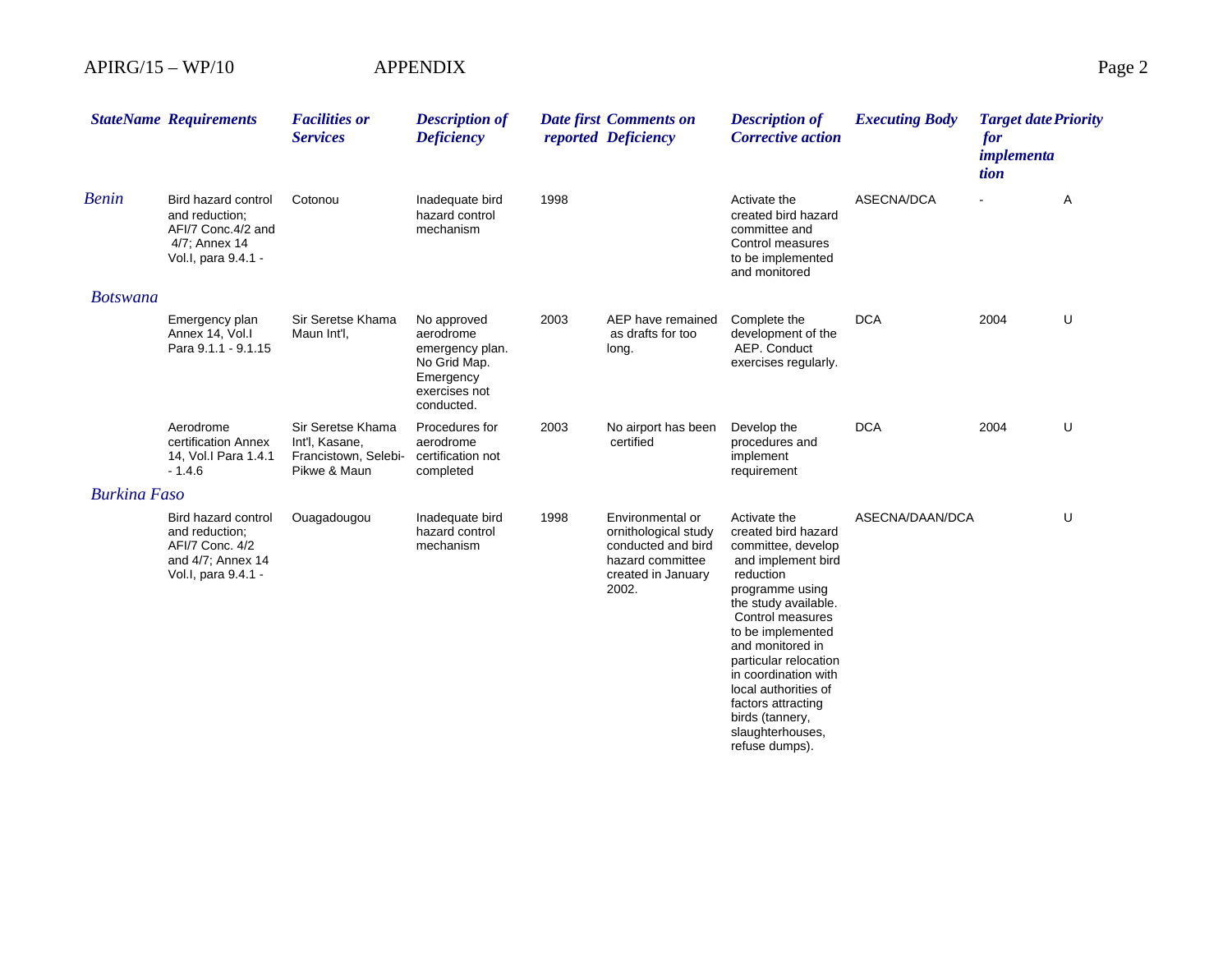| StateName | Requirements | Facilities or Services | Description of Deficiency | Date first reported | Comments on Deficiency | Description of Corrective action | Executing Body | Target date for implementation | Priority |
|---|---|---|---|---|---|---|---|---|---|
| *Benin* | Bird hazard control and reduction; AFI/7 Conc.4/2 and 4/7; Annex 14 Vol.I, para 9.4.1 - | Cotonou | Inadequate bird hazard control mechanism | 1998 | | Activate the created bird hazard committee and Control measures to be implemented and monitored | ASECNA/DCA | - | A |
| *Botswana* | | | | | | | | | |
| | Emergency plan Annex 14, Vol.I Para 9.1.1 - 9.1.15 | Sir Seretse Khama Maun Int'l, | No approved aerodrome emergency plan. No Grid Map. Emergency exercises not conducted. | 2003 | AEP have remained as drafts for too long. | Complete the development of the AEP. Conduct exercises regularly. | DCA | 2004 | U |
| | Aerodrome certification Annex 14, Vol.I Para 1.4.1 - 1.4.6 | Sir Seretse Khama Int'l, Kasane, Francistown, Selebi-Pikwe & Maun | Procedures for aerodrome certification not completed | 2003 | No airport has been certified | Develop the procedures and implement requirement | DCA | 2004 | U |
| *Burkina Faso* | | | | | | | | | |
| | Bird hazard control and reduction; AFI/7 Conc. 4/2 and 4/7; Annex 14 Vol.I, para 9.4.1 - | Ouagadougou | Inadequate bird hazard control mechanism | 1998 | Environmental or ornithological study conducted and bird hazard committee created in January 2002. | Activate the created bird hazard committee, develop and implement bird reduction programme using the study available. Control measures to be implemented and monitored in particular relocation in coordination with local authorities of factors attracting birds (tannery, slaughterhouses, refuse dumps). | ASECNA/DAAN/DCA | | U |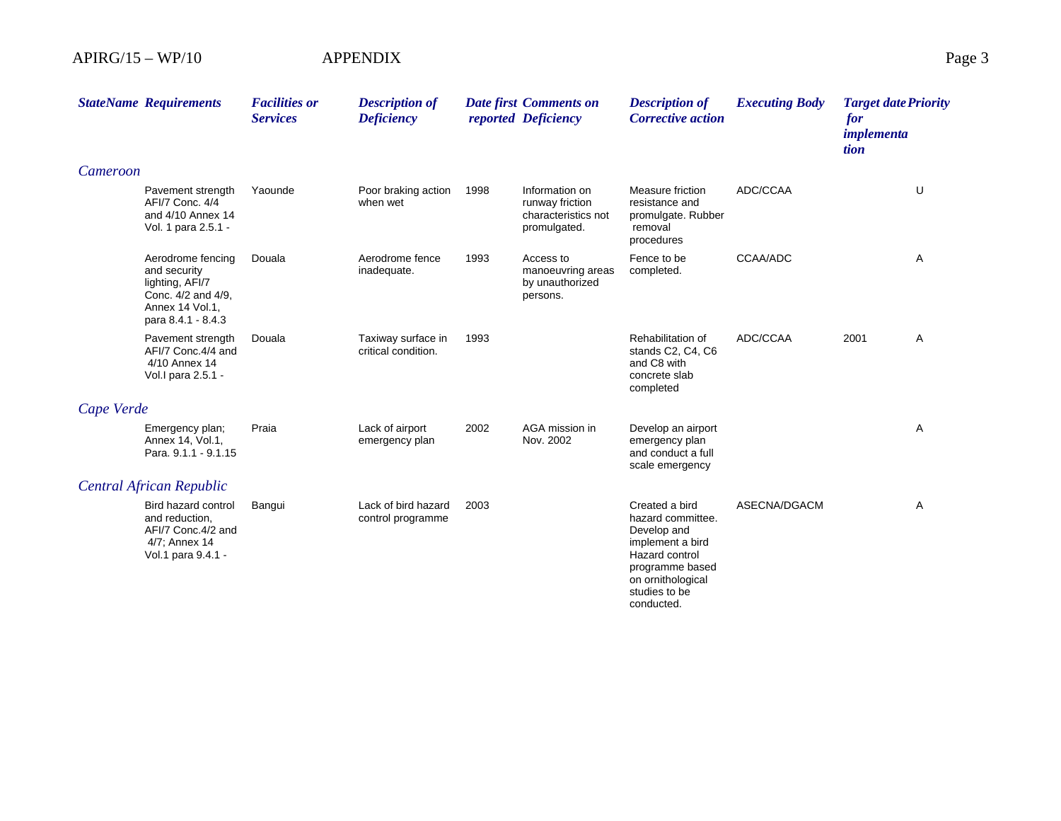| StateName | Requirements | Facilities or Services | Description of Deficiency | Date first reported | Comments on Deficiency | Description of Corrective action | Executing Body | Target date for implementation | Priority |
|---|---|---|---|---|---|---|---|---|---|
| *Cameroon* | | | | | | | | | |
| | Pavement strength AFI/7 Conc. 4/4 and 4/10 Annex 14 Vol. 1 para 2.5.1 - | Yaounde | Poor braking action when wet | 1998 | Information on runway friction characteristics not promulgated. | Measure friction resistance and promulgate. Rubber removal procedures | ADC/CCAA | | U |
| | Aerodrome fencing and security lighting, AFI/7 Conc. 4/2 and 4/9, Annex 14 Vol.1, para 8.4.1 - 8.4.3 | Douala | Aerodrome fence inadequate. | 1993 | Access to manoeuvring areas by unauthorized persons. | Fence to be completed. | CCAA/ADC | | A |
| | Pavement strength AFI/7 Conc.4/4 and 4/10 Annex 14 Vol.I para 2.5.1 - | Douala | Taxiway surface in critical condition. | 1993 | | Rehabilitation of stands C2, C4, C6 and C8 with concrete slab completed | ADC/CCAA | 2001 | A |
| *Cape Verde* | | | | | | | | | |
| | Emergency plan; Annex 14, Vol.1, Para. 9.1.1 - 9.1.15 | Praia | Lack of airport emergency plan | 2002 | AGA mission in Nov. 2002 | Develop an airport emergency plan and conduct a full scale emergency | | | A |
| *Central African Republic* | | | | | | | | | |
| | Bird hazard control and reduction, AFI/7 Conc.4/2 and 4/7; Annex 14 Vol.1 para 9.4.1 - | Bangui | Lack of bird hazard control programme | 2003 | | Created a bird hazard committee. Develop and implement a bird Hazard control programme based on ornithological studies to be conducted. | ASECNA/DGACM | | A |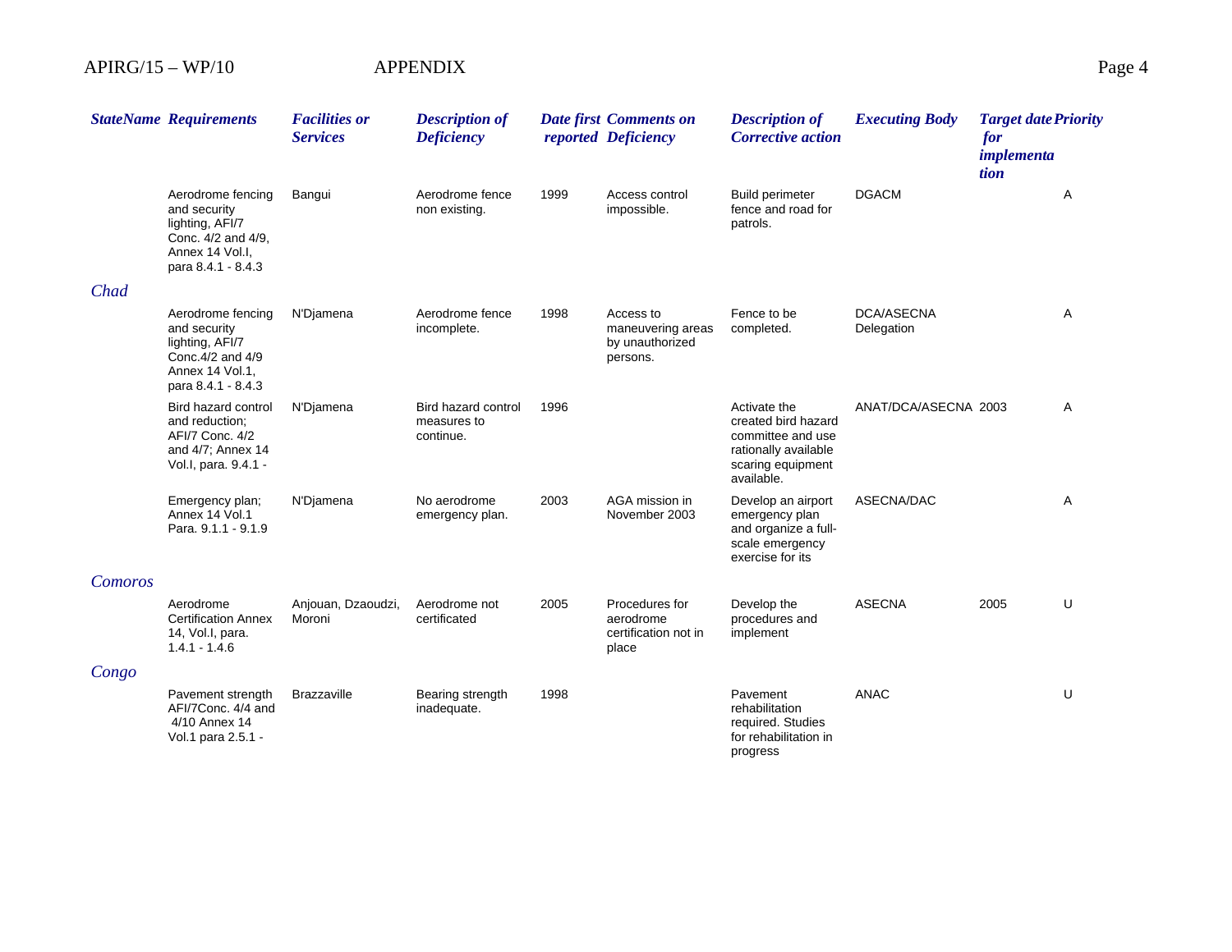| State Name | Requirements | Facilities or Services | Description of Deficiency | Date first reported | Comments on Deficiency | Description of Corrective action | Executing Body | Target date for implementation | Priority |
|---|---|---|---|---|---|---|---|---|---|
| | Aerodrome fencing and security lighting, AFI/7 Conc. 4/2 and 4/9, Annex 14 Vol.I, para 8.4.1 - 8.4.3 | Bangui | Aerodrome fence non existing. | 1999 | Access control impossible. | Build perimeter fence and road for patrols. | DGACM | | A |
| *Chad* | | | | | | | | | |
| | Aerodrome fencing and security lighting, AFI/7 Conc.4/2 and 4/9 Annex 14 Vol.1, para 8.4.1 - 8.4.3 | N'Djamena | Aerodrome fence incomplete. | 1998 | Access to maneuvering areas by unauthorized persons. | Fence to be completed. | DCA/ASECNA Delegation | | A |
| | Bird hazard control and reduction; AFI/7 Conc. 4/2 and 4/7; Annex 14 Vol.I, para. 9.4.1 - | N'Djamena | Bird hazard control measures to continue. | 1996 | | Activate the created bird hazard committee and use rationally available scaring equipment available. | ANAT/DCA/ASECNA | 2003 | A |
| | Emergency plan; Annex 14 Vol.1 Para. 9.1.1 - 9.1.9 | N'Djamena | No aerodrome emergency plan. | 2003 | AGA mission in November 2003 | Develop an airport emergency plan and organize a full-scale emergency exercise for its | ASECNA/DAC | | A |
| *Comoros* | | | | | | | | | |
| | Aerodrome Certification Annex 14, Vol.I, para. 1.4.1 - 1.4.6 | Anjouan, Dzaoudzi, Moroni | Aerodrome not certificated | 2005 | Procedures for aerodrome certification not in place | Develop the procedures and implement | ASECNA | 2005 | U |
| *Congo* | | | | | | | | | |
| | Pavement strength AFI/7Conc. 4/4 and 4/10 Annex 14 Vol.1 para 2.5.1 - | Brazzaville | Bearing strength inadequate. | 1998 | | Pavement rehabilitation required. Studies for rehabilitation in progress | ANAC | | U |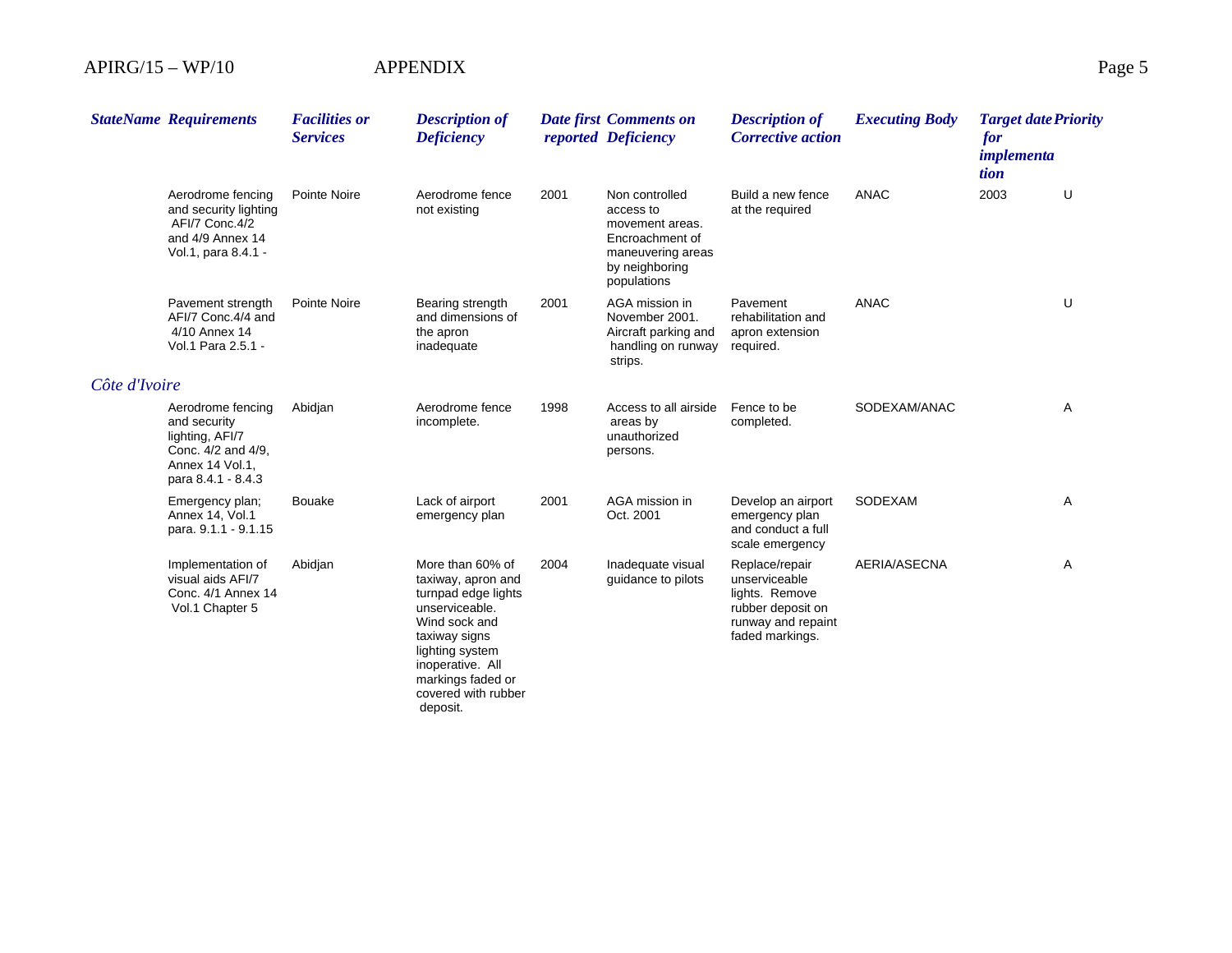| StateName | Requirements | Facilities or Services | Description of Deficiency | Date first reported | Comments on Deficiency | Description of Corrective action | Executing Body | Target date for implementation | Priority |
|---|---|---|---|---|---|---|---|---|---|
| | Aerodrome fencing and security lighting AFI/7 Conc.4/2 and 4/9 Annex 14 Vol.1, para 8.4.1 - | Pointe Noire | Aerodrome fence not existing | 2001 | Non controlled access to movement areas. Encroachment of maneuvering areas by neighboring populations | Build a new fence at the required | ANAC | 2003 | U |
| | Pavement strength AFI/7 Conc.4/4 and 4/10 Annex 14 Vol.1 Para 2.5.1 - | Pointe Noire | Bearing strength and dimensions of the apron inadequate | 2001 | AGA mission in November 2001. Aircraft parking and handling on runway strips. | Pavement rehabilitation and apron extension required. | ANAC | | U |
| *Côte d'Ivoire* | | | | | | | | | |
| | Aerodrome fencing and security lighting, AFI/7 Conc. 4/2 and 4/9, Annex 14 Vol.1, para 8.4.1 - 8.4.3 | Abidjan | Aerodrome fence incomplete. | 1998 | Access to all airside areas by unauthorized persons. | Fence to be completed. | SODEXAM/ANAC | | A |
| | Emergency plan; Annex 14, Vol.1 para. 9.1.1 - 9.1.15 | Bouake | Lack of airport emergency plan | 2001 | AGA mission in Oct. 2001 | Develop an airport emergency plan and conduct a full scale emergency | SODEXAM | | A |
| | Implementation of visual aids AFI/7 Conc. 4/1 Annex 14 Vol.1 Chapter 5 | Abidjan | More than 60% of taxiway, apron and turnpad edge lights unserviceable. Wind sock and taxiway signs lighting system inoperative. All markings faded or covered with rubber deposit. | 2004 | Inadequate visual guidance to pilots | Replace/repair unserviceable lights. Remove rubber deposit on runway and repaint faded markings. | AERIA/ASECNA | | A |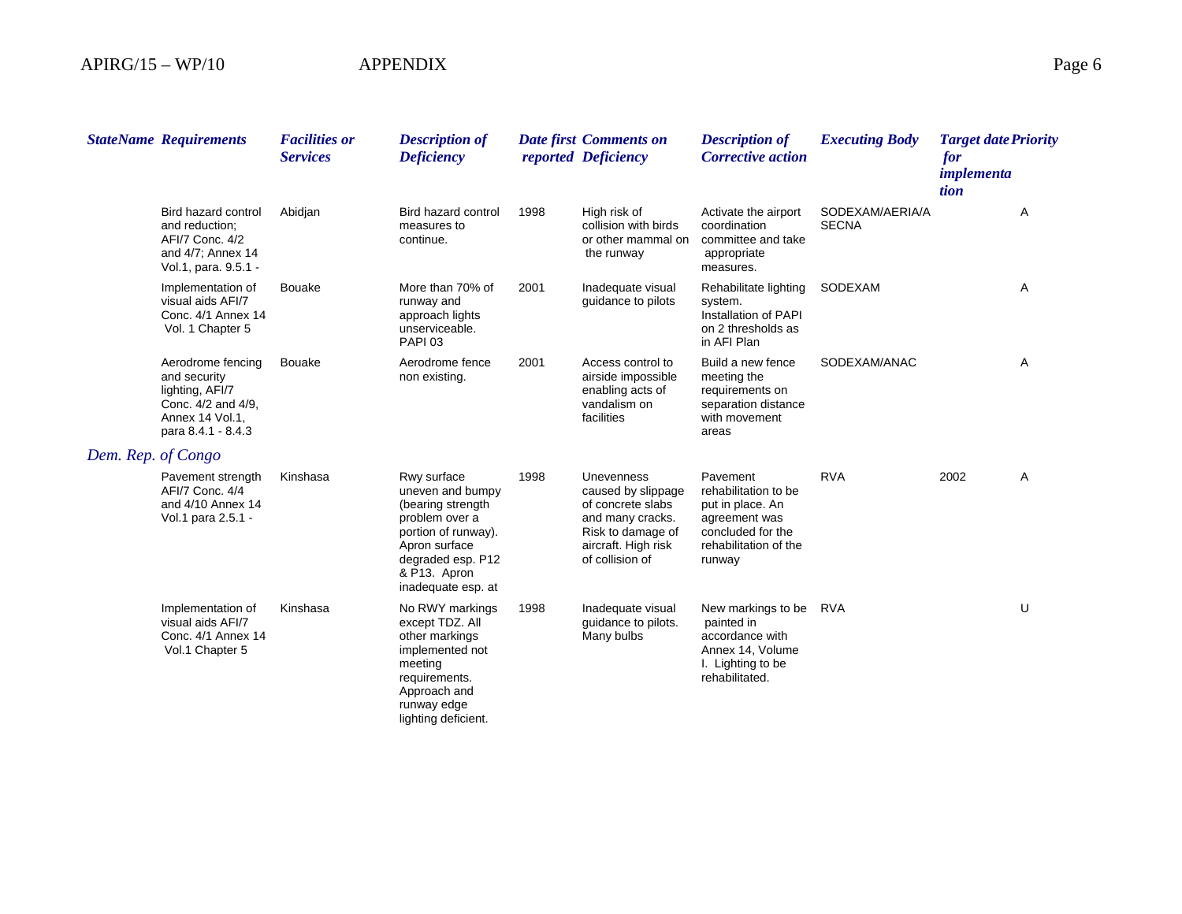| StateName | Requirements | Facilities or Services | Description of Deficiency | Date first reported | Comments on Deficiency | Description of Corrective action | Executing Body | Target date for implementation | Priority |
|---|---|---|---|---|---|---|---|---|---|
| | Bird hazard control and reduction; AFI/7 Conc. 4/2 and 4/7; Annex 14 Vol.1, para. 9.5.1 - | Abidjan | Bird hazard control measures to continue. | 1998 | High risk of collision with birds or other mammal on the runway | Activate the airport coordination committee and take appropriate measures. | SODEXAM/AERIA/ASECNA | | A |
| | Implementation of visual aids AFI/7 Conc. 4/1 Annex 14 Vol. 1 Chapter 5 | Bouake | More than 70% of runway and approach lights unserviceable. PAPI 03 | 2001 | Inadequate visual guidance to pilots | Rehabilitate lighting system. Installation of PAPI on 2 thresholds as in AFI Plan | SODEXAM | | A |
| | Aerodrome fencing and security lighting, AFI/7 Conc. 4/2 and 4/9, Annex 14 Vol.1, para 8.4.1 - 8.4.3 | Bouake | Aerodrome fence non existing. | 2001 | Access control to airside impossible enabling acts of vandalism on facilities | Build a new fence meeting the requirements on separation distance with movement areas | SODEXAM/ANAC | | A |
| *Dem. Rep. of Congo* | | | | | | | | | |
| | Pavement strength AFI/7 Conc. 4/4 and 4/10 Annex 14 Vol.1 para 2.5.1 - | Kinshasa | Rwy surface uneven and bumpy (bearing strength problem over a portion of runway). Apron surface degraded esp. P12 & P13. Apron inadequate esp. at | 1998 | Unevenness caused by slippage of concrete slabs and many cracks. Risk to damage of aircraft. High risk of collision of | Pavement rehabilitation to be put in place. An agreement was concluded for the rehabilitation of the runway | RVA | 2002 | A |
| | Implementation of visual aids AFI/7 Conc. 4/1 Annex 14 Vol.1 Chapter 5 | Kinshasa | No RWY markings except TDZ. All other markings implemented not meeting requirements. Approach and runway edge lighting deficient. | 1998 | Inadequate visual guidance to pilots. Many bulbs | New markings to be painted in accordance with Annex 14, Volume I. Lighting to be rehabilitated. | RVA | | U |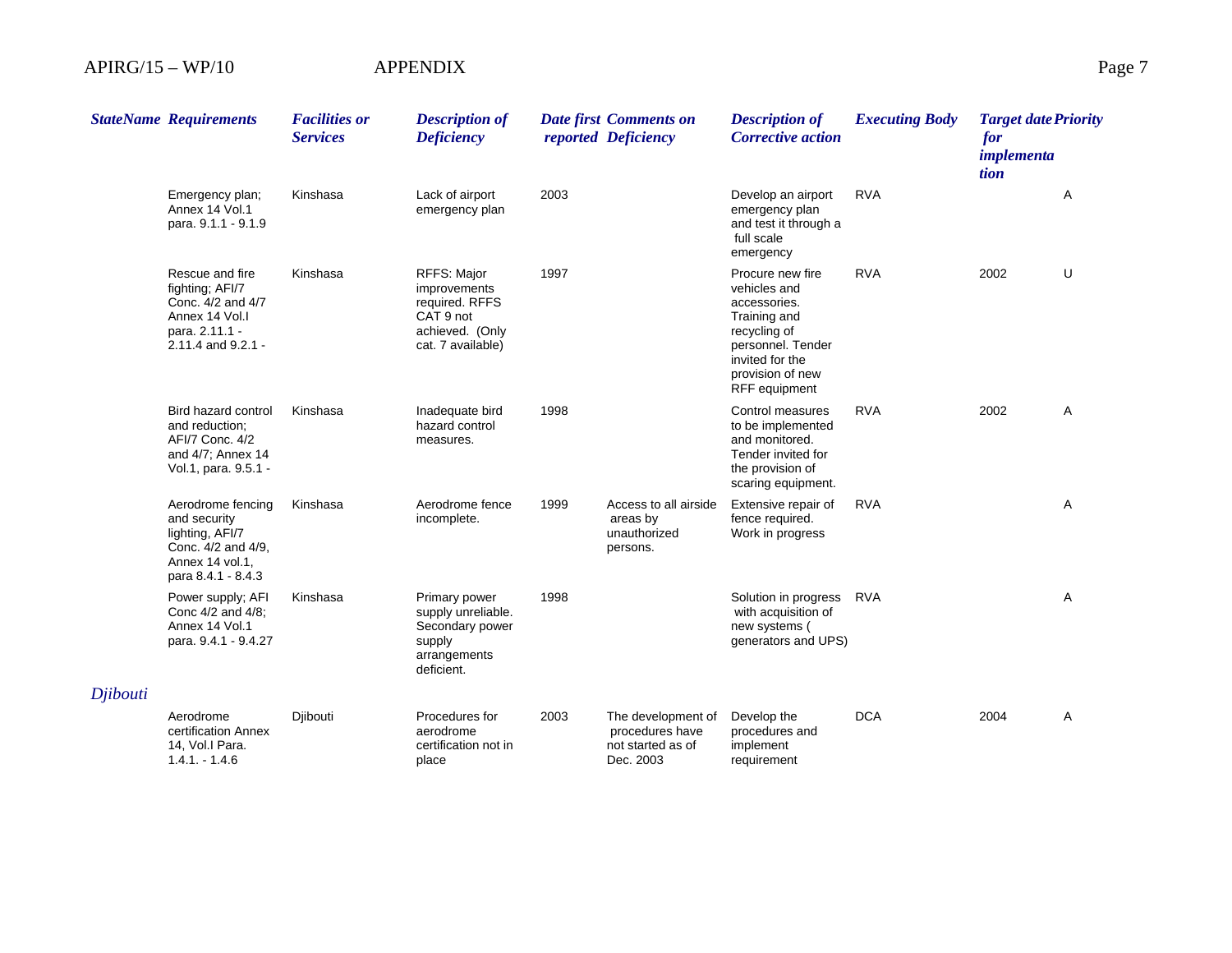| StateName | Requirements | Facilities or Services | Description of Deficiency | Date first reported | Comments on Deficiency | Description of Corrective action | Executing Body | Target date for implementation | Priority |
|---|---|---|---|---|---|---|---|---|---|
| | Emergency plan; Annex 14 Vol.1 para. 9.1.1 - 9.1.9 | Kinshasa | Lack of airport emergency plan | 2003 | | Develop an airport emergency plan and test it through a full scale emergency | RVA | | A |
| | Rescue and fire fighting; AFI/7 Conc. 4/2 and 4/7 Annex 14 Vol.I para. 2.11.1 - 2.11.4 and 9.2.1 - | Kinshasa | RFFS: Major improvements required. RFFS CAT 9 not achieved. (Only cat. 7 available) | 1997 | | Procure new fire vehicles and accessories. Training and recycling of personnel. Tender invited for the provision of new RFF equipment | RVA | 2002 | U |
| | Bird hazard control and reduction; AFI/7 Conc. 4/2 and 4/7; Annex 14 Vol.1, para. 9.5.1 - | Kinshasa | Inadequate bird hazard control measures. | 1998 | | Control measures to be implemented and monitored. Tender invited for the provision of scaring equipment. | RVA | 2002 | A |
| | Aerodrome fencing and security lighting, AFI/7 Conc. 4/2 and 4/9, Annex 14 vol.1, para 8.4.1 - 8.4.3 | Kinshasa | Aerodrome fence incomplete. | 1999 | Access to all airside areas by unauthorized persons. | Extensive repair of fence required. Work in progress | RVA | | A |
| | Power supply; AFI Conc 4/2 and 4/8; Annex 14 Vol.1 para. 9.4.1 - 9.4.27 | Kinshasa | Primary power supply unreliable. Secondary power supply arrangements deficient. | 1998 | | Solution in progress with acquisition of new systems ( generators and UPS) | RVA | | A |
| *Djibouti* | | | | | | | | | |
| | Aerodrome certification Annex 14, Vol.I Para. 1.4.1. - 1.4.6 | Djibouti | Procedures for aerodrome certification not in place | 2003 | The development of procedures have not started as of Dec. 2003 | Develop the procedures and implement requirement | DCA | 2004 | A |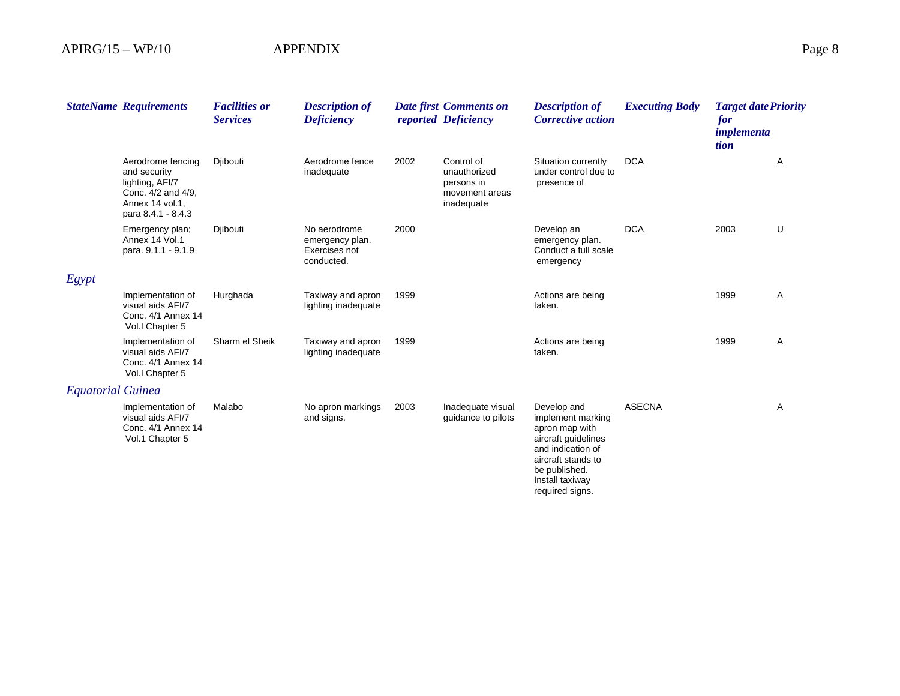| StateName | Requirements | Facilities or Services | Description of Deficiency | Date first reported | Comments on Deficiency | Description of Corrective action | Executing Body | Target date for implementation | Priority |
|---|---|---|---|---|---|---|---|---|---|
| | Aerodrome fencing and security lighting, AFI/7 Conc. 4/2 and 4/9, Annex 14 vol.1, para 8.4.1 - 8.4.3 | Djibouti | Aerodrome fence inadequate | 2002 | Control of unauthorized persons in movement areas inadequate | Situation currently under control due to presence of | DCA | | A |
| | Emergency plan; Annex 14 Vol.1 para. 9.1.1 - 9.1.9 | Djibouti | No aerodrome emergency plan. Exercises not conducted. | 2000 | | Develop an emergency plan. Conduct a full scale emergency | DCA | 2003 | U |
| *Egypt* | | | | | | | | | |
| | Implementation of visual aids AFI/7 Conc. 4/1 Annex 14 Vol.I Chapter 5 | Hurghada | Taxiway and apron lighting inadequate | 1999 | | Actions are being taken. | | 1999 | A |
| | Implementation of visual aids AFI/7 Conc. 4/1 Annex 14 Vol.I Chapter 5 | Sharm el Sheik | Taxiway and apron lighting inadequate | 1999 | | Actions are being taken. | | 1999 | A |
| *Equatorial Guinea* | | | | | | | | | |
| | Implementation of visual aids AFI/7 Conc. 4/1 Annex 14 Vol.1 Chapter 5 | Malabo | No apron markings and signs. | 2003 | Inadequate visual guidance to pilots | Develop and implement marking apron map with aircraft guidelines and indication of aircraft stands to be published. Install taxiway required signs. | ASECNA | | A |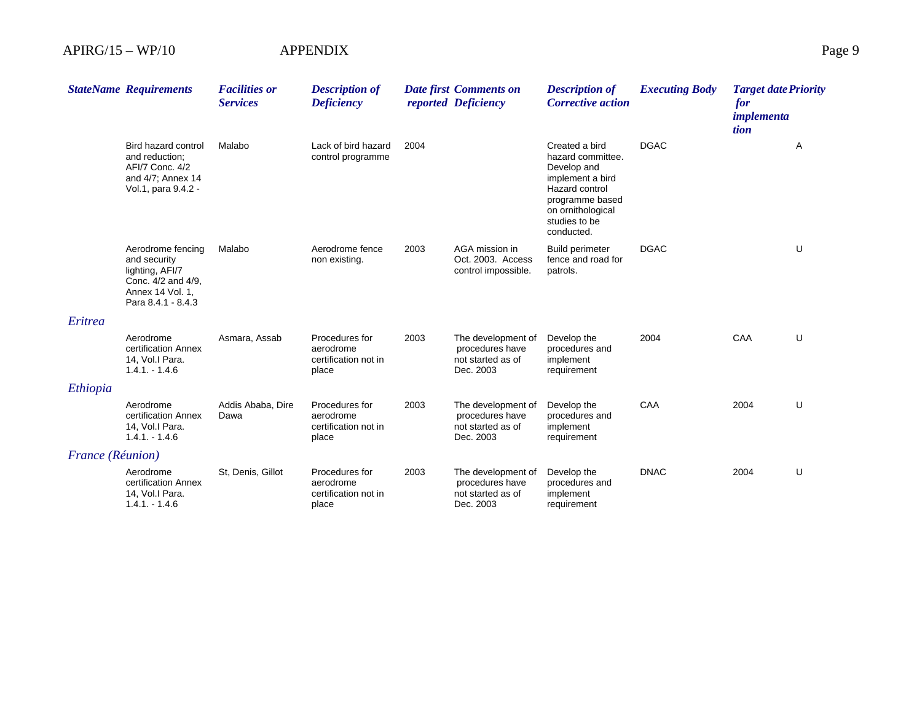| StateName | Requirements | Facilities or Services | Description of Deficiency | Date first reported | Comments on Deficiency | Description of Corrective action | Executing Body | Target date for implementation | Priority |
|---|---|---|---|---|---|---|---|---|---|
| | Bird hazard control and reduction; AFI/7 Conc. 4/2 and 4/7; Annex 14 Vol.1, para 9.4.2 - | Malabo | Lack of bird hazard control programme | 2004 | | Created a bird hazard committee. Develop and implement a bird Hazard control programme based on ornithological studies to be conducted. | DGAC | | A |
| | Aerodrome fencing and security lighting, AFI/7 Conc. 4/2 and 4/9, Annex 14 Vol. 1, Para 8.4.1 - 8.4.3 | Malabo | Aerodrome fence non existing. | 2003 | AGA mission in Oct. 2003. Access control impossible. | Build perimeter fence and road for patrols. | DGAC | | U |
| *Eritrea* | | | | | | | | | |
| | Aerodrome certification Annex 14, Vol.I Para. 1.4.1. - 1.4.6 | Asmara, Assab | Procedures for aerodrome certification not in place | 2003 | The development of procedures have not started as of Dec. 2003 | Develop the procedures and implement requirement | 2004 | CAA | U |
| *Ethiopia* | | | | | | | | | |
| | Aerodrome certification Annex 14, Vol.I Para. 1.4.1. - 1.4.6 | Addis Ababa, Dire Dawa | Procedures for aerodrome certification not in place | 2003 | The development of procedures have not started as of Dec. 2003 | Develop the procedures and implement requirement | CAA | 2004 | U |
| *France (Réunion)* | | | | | | | | | |
| | Aerodrome certification Annex 14, Vol.I Para. 1.4.1. - 1.4.6 | St, Denis, Gillot | Procedures for aerodrome certification not in place | 2003 | The development of procedures have not started as of Dec. 2003 | Develop the procedures and implement requirement | DNAC | 2004 | U |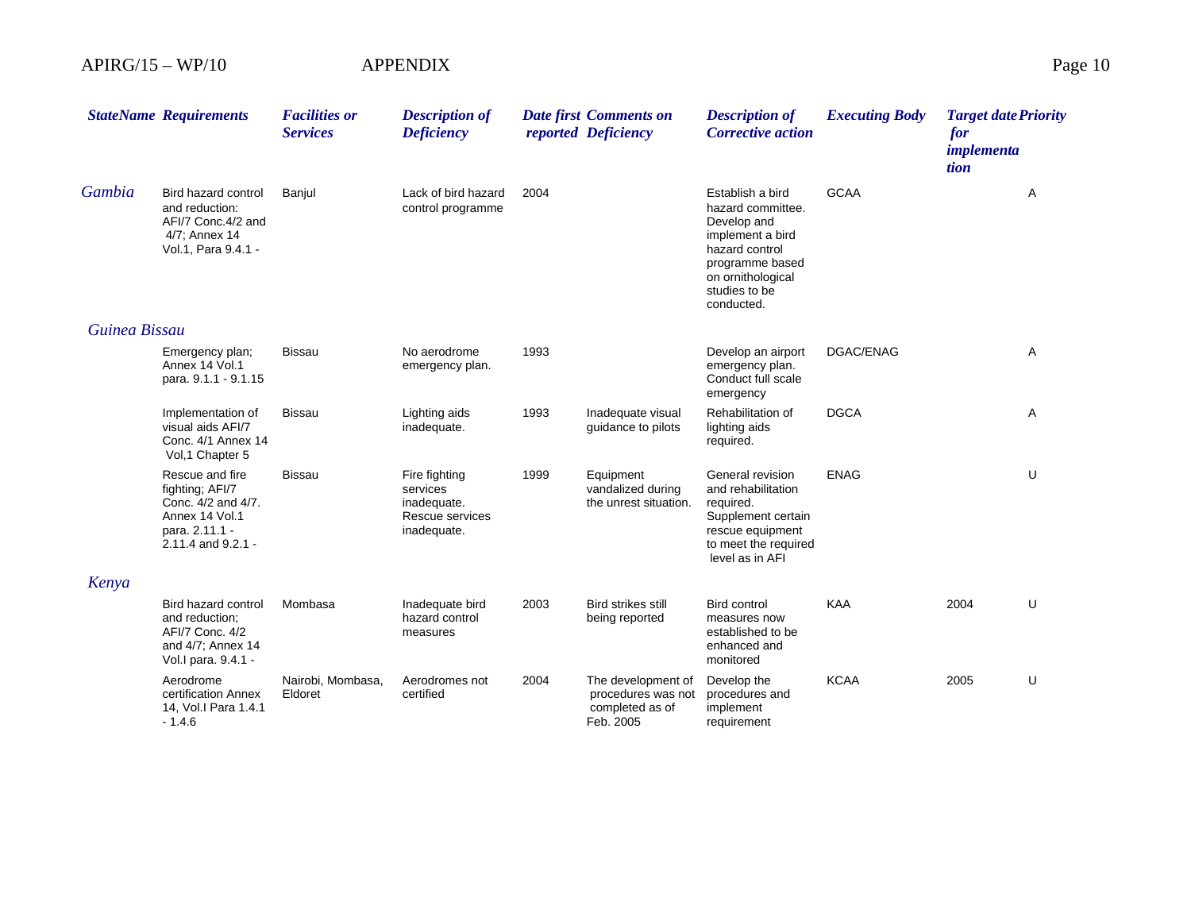| StateName | Requirements | Facilities or Services | Description of Deficiency | Date first reported | Comments on Deficiency | Description of Corrective action | Executing Body | Target date for implementation | Priority |
|---|---|---|---|---|---|---|---|---|---|
| Gambia | Bird hazard control and reduction: AFI/7 Conc.4/2 and 4/7; Annex 14 Vol.1, Para 9.4.1 - | Banjul | Lack of bird hazard control programme | 2004 | | Establish a bird hazard committee. Develop and implement a bird hazard control programme based on ornithological studies to be conducted. | GCAA | | A |
| Guinea Bissau | | | | | | | | | |
| | Emergency plan; Annex 14 Vol.1 para. 9.1.1 - 9.1.15 | Bissau | No aerodrome emergency plan. | 1993 | | Develop an airport emergency plan. Conduct full scale emergency | DGAC/ENAG | | A |
| | Implementation of visual aids AFI/7 Conc. 4/1 Annex 14 Vol,1 Chapter 5 | Bissau | Lighting aids inadequate. | 1993 | Inadequate visual guidance to pilots | Rehabilitation of lighting aids required. | DGCA | | A |
| | Rescue and fire fighting; AFI/7 Conc. 4/2 and 4/7. Annex 14 Vol.1 para. 2.11.1 - 2.11.4 and 9.2.1 - | Bissau | Fire fighting services inadequate. Rescue services inadequate. | 1999 | Equipment vandalized during the unrest situation. | General revision and rehabilitation required. Supplement certain rescue equipment to meet the required level as in AFI | ENAG | | U |
| Kenya | | | | | | | | | |
| | Bird hazard control and reduction; AFI/7 Conc. 4/2 and 4/7; Annex 14 Vol.I para. 9.4.1 - | Mombasa | Inadequate bird hazard control measures | 2003 | Bird strikes still being reported | Bird control measures now established to be enhanced and monitored | KAA | 2004 | U |
| | Aerodrome certification Annex 14, Vol.I Para 1.4.1 - 1.4.6 | Nairobi, Mombasa, Eldoret | Aerodromes not certified | 2004 | The development of procedures was not completed as of Feb. 2005 | Develop the procedures and implement requirement | KCAA | 2005 | U |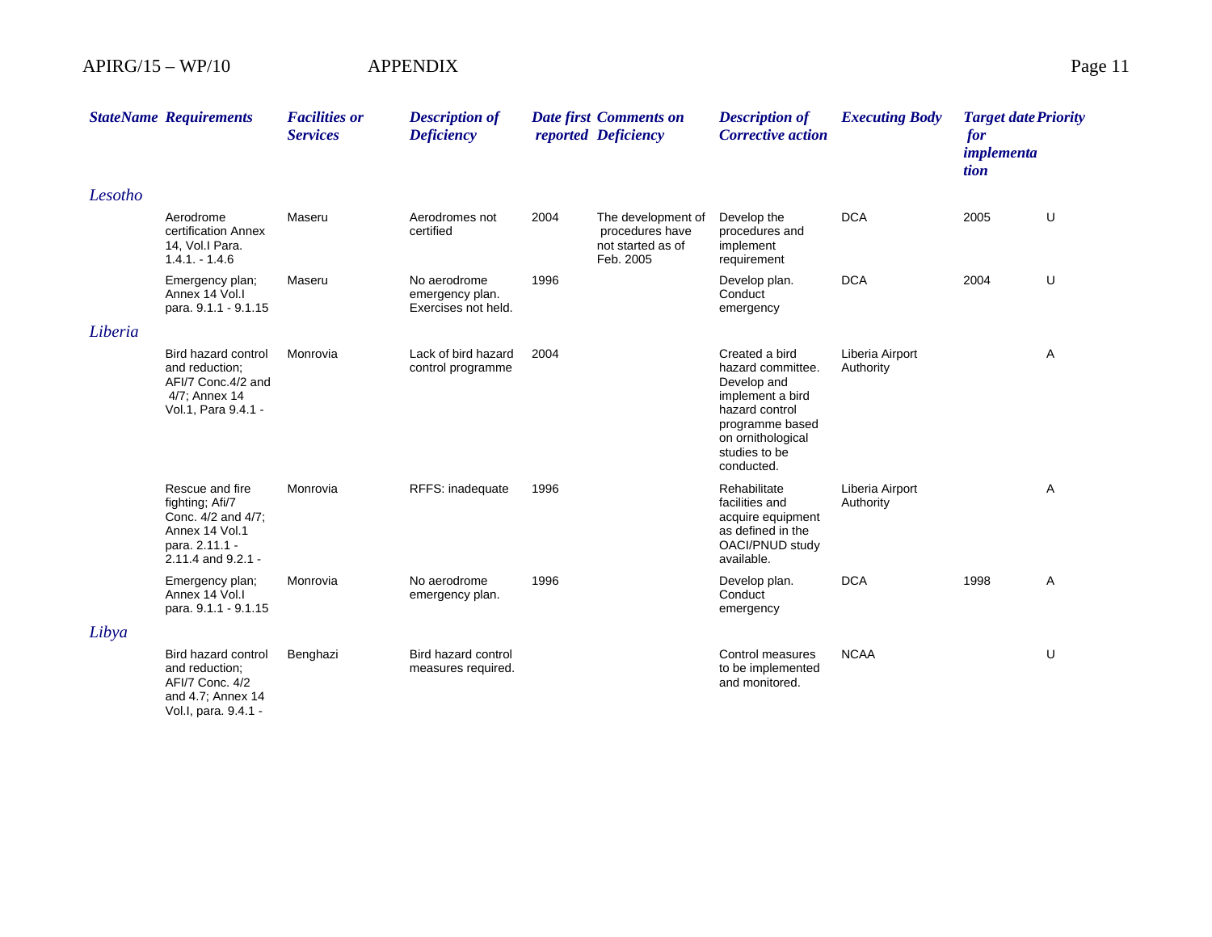| StateName | Requirements | Facilities or Services | Description of Deficiency | Date first reported | Comments on Deficiency | Description of Corrective action | Executing Body | Target date for implementation | Priority |
|---|---|---|---|---|---|---|---|---|---|
| *Lesotho* | | | | | | | | | |
| | Aerodrome certification Annex 14, Vol.I Para. 1.4.1. - 1.4.6 | Maseru | Aerodromes not certified | 2004 | The development of procedures have not started as of Feb. 2005 | Develop the procedures and implement requirement | DCA | 2005 | U |
| | Emergency plan; Annex 14 Vol.I para. 9.1.1 - 9.1.15 | Maseru | No aerodrome emergency plan. Exercises not held. | 1996 | | Develop plan. Conduct emergency | DCA | 2004 | U |
| *Liberia* | | | | | | | | | |
| | Bird hazard control and reduction; AFI/7 Conc.4/2 and 4/7; Annex 14 Vol.1, Para 9.4.1 - | Monrovia | Lack of bird hazard control programme | 2004 | | Created a bird hazard committee. Develop and implement a bird hazard control programme based on ornithological studies to be conducted. | Liberia Airport Authority | | A |
| | Rescue and fire fighting; Afi/7 Conc. 4/2 and 4/7; Annex 14 Vol.1 para. 2.11.1 - 2.11.4 and 9.2.1 - | Monrovia | RFFS: inadequate | 1996 | | Rehabilitate facilities and acquire equipment as defined in the OACI/PNUD study available. | Liberia Airport Authority | | A |
| | Emergency plan; Annex 14 Vol.I para. 9.1.1 - 9.1.15 | Monrovia | No aerodrome emergency plan. | 1996 | | Develop plan. Conduct emergency | DCA | 1998 | A |
| *Libya* | | | | | | | | | |
| | Bird hazard control and reduction; AFI/7 Conc. 4/2 and 4.7; Annex 14 Vol.I, para. 9.4.1 - | Benghazi | Bird hazard control measures required. | | | Control measures to be implemented and monitored. | NCAA | | U |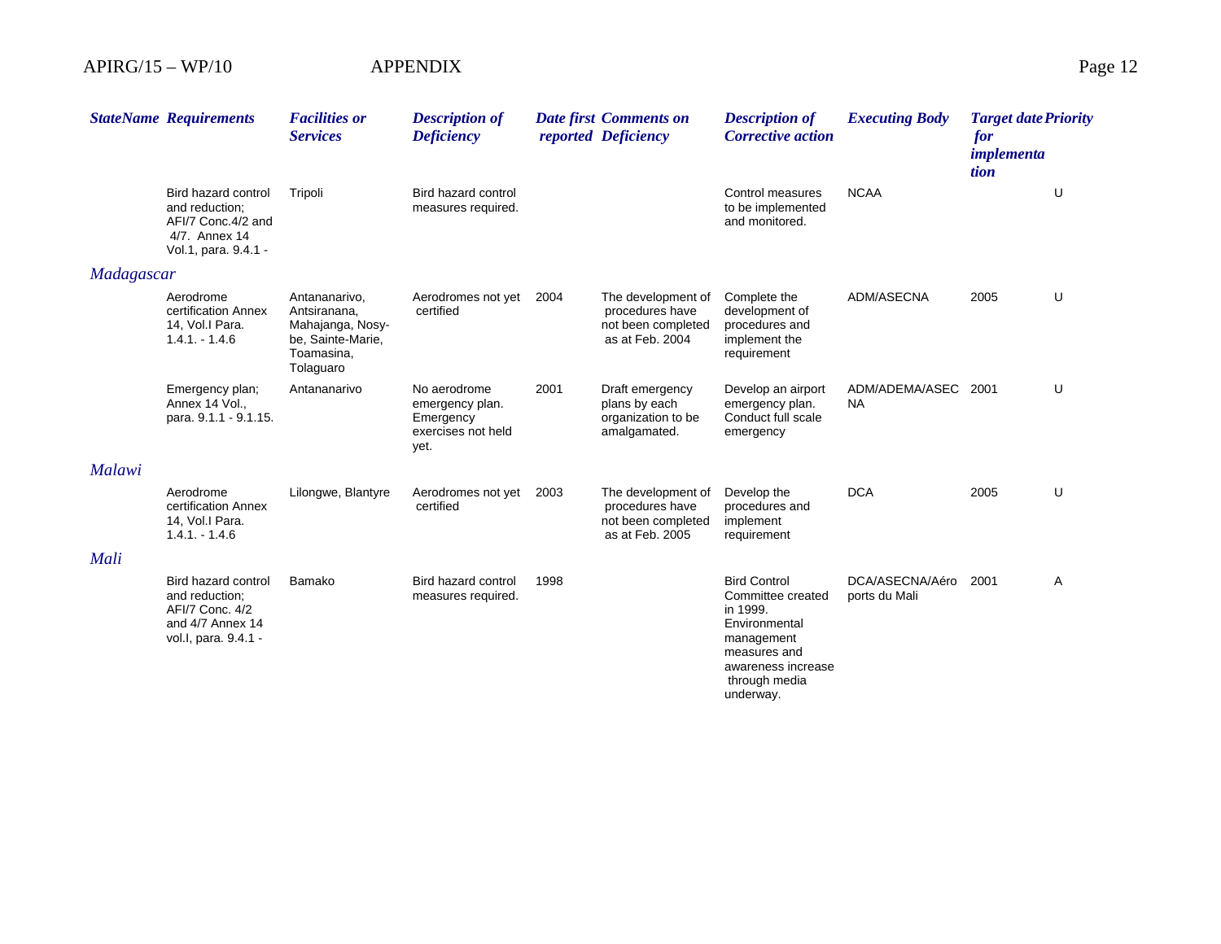| StateName | Requirements | Facilities or Services | Description of Deficiency | Date first reported | Comments on Deficiency | Description of Corrective action | Executing Body | Target date for implementation | Priority |
|---|---|---|---|---|---|---|---|---|---|
| | Bird hazard control and reduction; AFI/7 Conc.4/2 and 4/7. Annex 14 Vol.1, para. 9.4.1 - | Tripoli | Bird hazard control measures required. | | | Control measures to be implemented and monitored. | NCAA | | U |
| **Madagascar** | | | | | | | | | |
| | Aerodrome certification Annex 14, Vol.I Para. 1.4.1. - 1.4.6 | Antananarivo, Antsiranana, Mahajanga, Nosy-be, Sainte-Marie, Toamasina, Tolaguaro | Aerodromes not yet certified | 2004 | The development of procedures have not been completed as at Feb. 2004 | Complete the development of procedures and implement the requirement | ADM/ASECNA | 2005 | U |
| | Emergency plan; Annex 14 Vol., para. 9.1.1 - 9.1.15. | Antananarivo | No aerodrome emergency plan. Emergency exercises not held yet. | 2001 | Draft emergency plans by each organization to be amalgamated. | Develop an airport emergency plan. Conduct full scale emergency | ADM/ADEMA/ASECNA | 2001 | U |
| **Malawi** | | | | | | | | | |
| | Aerodrome certification Annex 14, Vol.I Para. 1.4.1. - 1.4.6 | Lilongwe, Blantyre | Aerodromes not yet certified | 2003 | The development of procedures have not been completed as at Feb. 2005 | Develop the procedures and implement requirement | DCA | 2005 | U |
| **Mali** | | | | | | | | | |
| | Bird hazard control and reduction; AFI/7 Conc. 4/2 and 4/7 Annex 14 vol.I, para. 9.4.1 - | Bamako | Bird hazard control measures required. | 1998 | | Bird Control Committee created in 1999. Environmental management measures and awareness increase through media underway. | DCA/ASECNA/Aéroports du Mali | 2001 | A |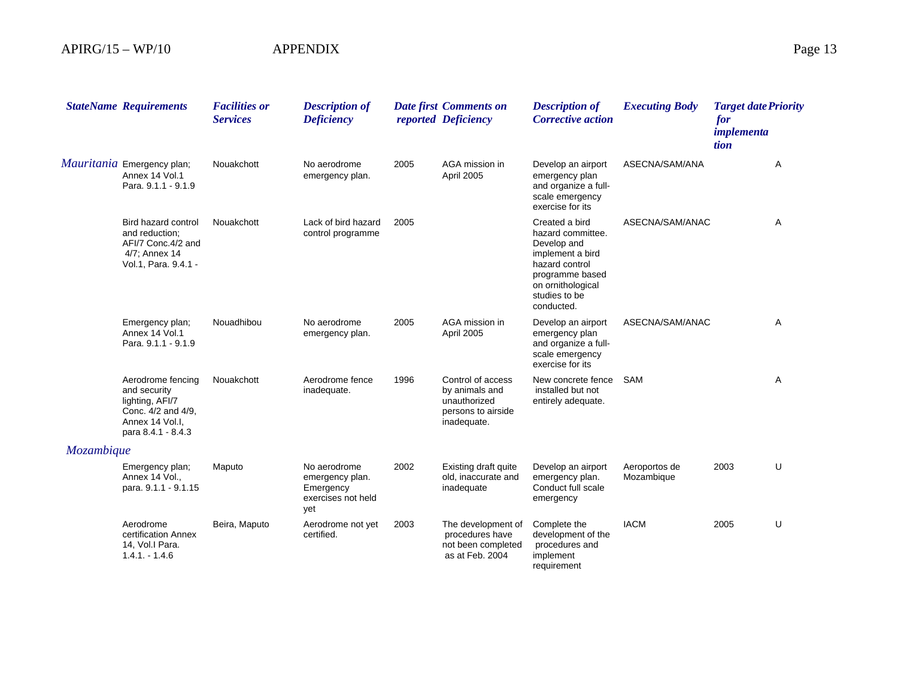| StateName | Requirements | Facilities or Services | Description of Deficiency | Date first reported | Comments on Deficiency | Description of Corrective action | Executing Body | Target date for implementation | Priority |
|---|---|---|---|---|---|---|---|---|---|
| Mauritania | Emergency plan; Annex 14 Vol.1 Para. 9.1.1 - 9.1.9 | Nouakchott | No aerodrome emergency plan. | 2005 | AGA mission in April 2005 | Develop an airport emergency plan and organize a full-scale emergency exercise for its | ASECNA/SAM/ANA | | A |
| | Bird hazard control and reduction; AFI/7 Conc.4/2 and 4/7; Annex 14 Vol.1, Para. 9.4.1 - | Nouakchott | Lack of bird hazard control programme | 2005 | | Created a bird hazard committee. Develop and implement a bird hazard control programme based on ornithological studies to be conducted. | ASECNA/SAM/ANAC | | A |
| | Emergency plan; Annex 14 Vol.1 Para. 9.1.1 - 9.1.9 | Nouadhibou | No aerodrome emergency plan. | 2005 | AGA mission in April 2005 | Develop an airport emergency plan and organize a full-scale emergency exercise for its | ASECNA/SAM/ANAC | | A |
| | Aerodrome fencing and security lighting, AFI/7 Conc. 4/2 and 4/9, Annex 14 Vol.I, para 8.4.1 - 8.4.3 | Nouakchott | Aerodrome fence inadequate. | 1996 | Control of access by animals and unauthorized persons to airside inadequate. | New concrete fence installed but not entirely adequate. | SAM | | A |
| Mozambique | | | | | | | | | |
| | Emergency plan; Annex 14 Vol., para. 9.1.1 - 9.1.15 | Maputo | No aerodrome emergency plan. Emergency exercises not held yet | 2002 | Existing draft quite old, inaccurate and inadequate | Develop an airport emergency plan. Conduct full scale emergency | Aeroportos de Mozambique | 2003 | U |
| | Aerodrome certification Annex 14, Vol.I Para. 1.4.1. - 1.4.6 | Beira, Maputo | Aerodrome not yet certified. | 2003 | The development of procedures have not been completed as at Feb. 2004 | Complete the development of the procedures and implement requirement | IACM | 2005 | U |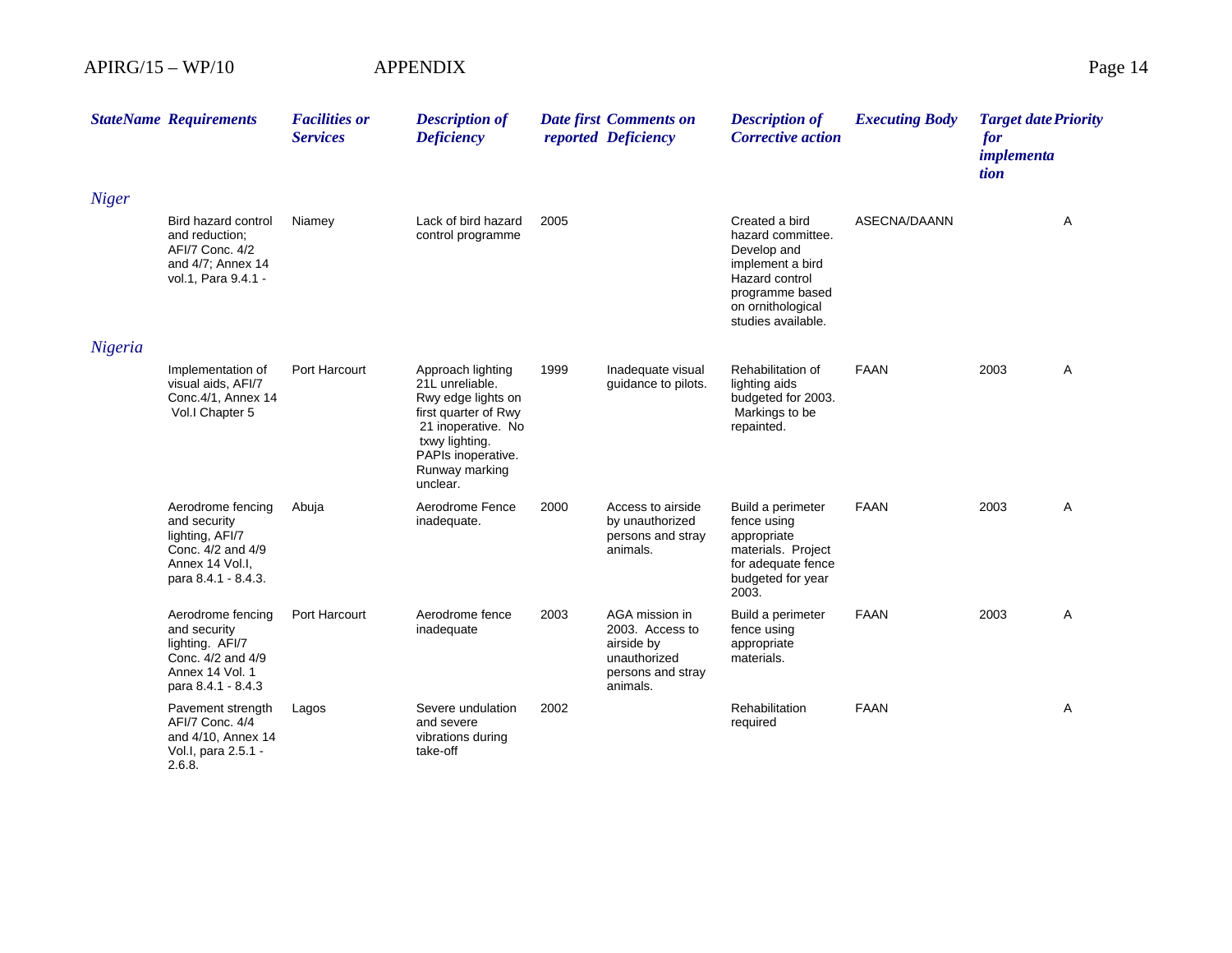| StateName | Requirements | Facilities or Services | Description of Deficiency | Date first reported | Comments on Deficiency | Description of Corrective action | Executing Body | Target date for implementation | Priority |
|---|---|---|---|---|---|---|---|---|---|
| *Niger* | | | | | | | | | |
| | Bird hazard control and reduction; AFI/7 Conc. 4/2 and 4/7; Annex 14 vol.1, Para 9.4.1 - | Niamey | Lack of bird hazard control programme | 2005 | | Created a bird hazard committee. Develop and implement a bird Hazard control programme based on ornithological studies available. | ASECNA/DAANN | | A |
| *Nigeria* | | | | | | | | | |
| | Implementation of visual aids, AFI/7 Conc.4/1, Annex 14 Vol.I Chapter 5 | Port Harcourt | Approach lighting 21L unreliable. Rwy edge lights on first quarter of Rwy 21 inoperative. No txwy lighting. PAPIs inoperative. Runway marking unclear. | 1999 | Inadequate visual guidance to pilots. | Rehabilitation of lighting aids budgeted for 2003. Markings to be repainted. | FAAN | 2003 | A |
| | Aerodrome fencing and security lighting, AFI/7 Conc. 4/2 and 4/9 Annex 14 Vol.I, para 8.4.1 - 8.4.3. | Abuja | Aerodrome Fence inadequate. | 2000 | Access to airside by unauthorized persons and stray animals. | Build a perimeter fence using appropriate materials. Project for adequate fence budgeted for year 2003. | FAAN | 2003 | A |
| | Aerodrome fencing and security lighting. AFI/7 Conc. 4/2 and 4/9 Annex 14 Vol. 1 para 8.4.1 - 8.4.3 | Port Harcourt | Aerodrome fence inadequate | 2003 | AGA mission in 2003. Access to airside by unauthorized persons and stray animals. | Build a perimeter fence using appropriate materials. | FAAN | 2003 | A |
| | Pavement strength AFI/7 Conc. 4/4 and 4/10, Annex 14 Vol.I, para 2.5.1 - 2.6.8. | Lagos | Severe undulation and severe vibrations during take-off | 2002 | | Rehabilitation required | FAAN | | A |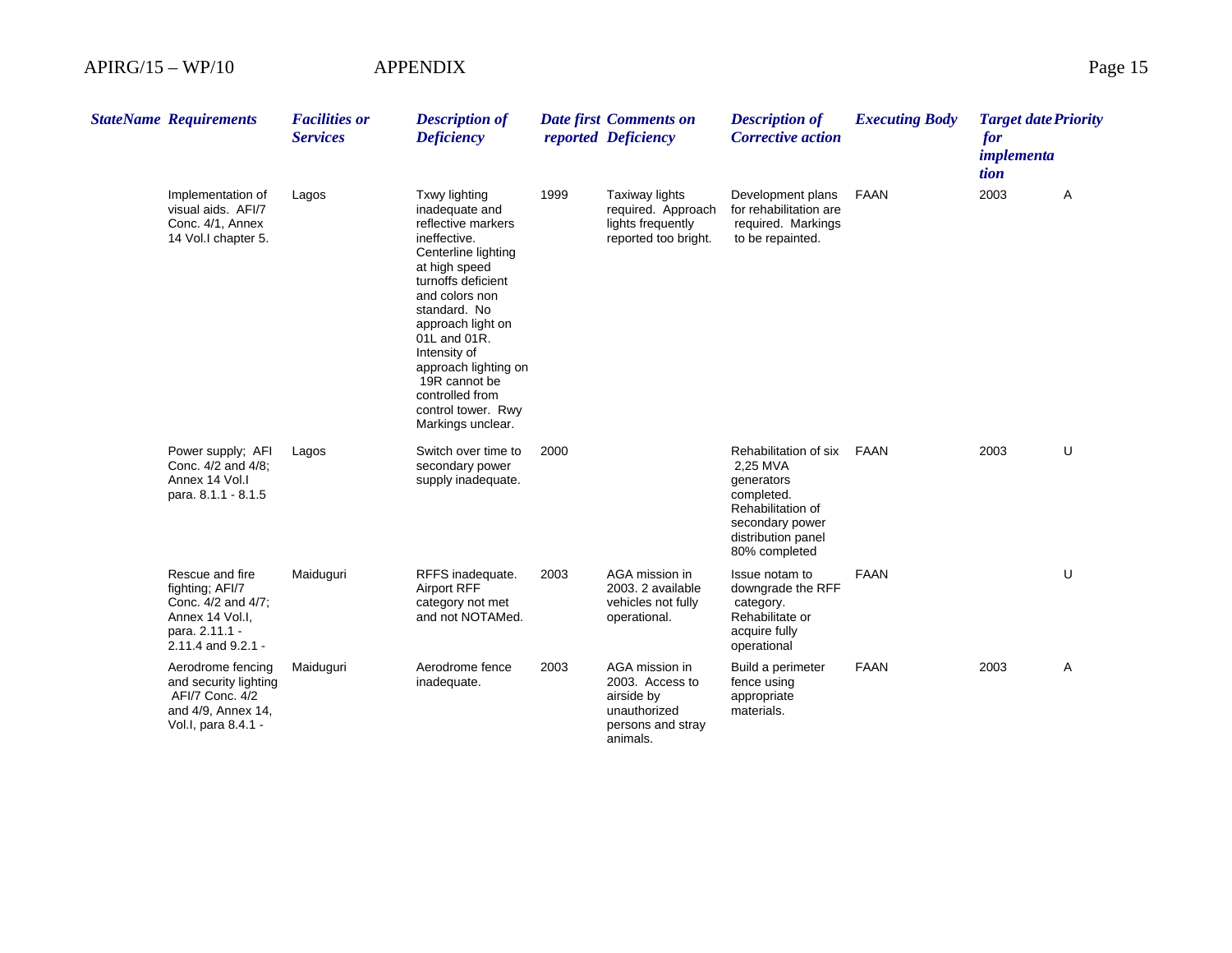| StateName | Requirements | Facilities or Services | Description of Deficiency | Date first reported | Comments on Deficiency | Description of Corrective action | Executing Body | Target date for implementation | Priority |
|---|---|---|---|---|---|---|---|---|---|
| | Implementation of visual aids. AFI/7 Conc. 4/1, Annex 14 Vol.I chapter 5. | Lagos | Txwy lighting inadequate and reflective markers ineffective. Centerline lighting at high speed turnoffs deficient and colors non standard. No approach light on 01L and 01R. Intensity of approach lighting on 19R cannot be controlled from control tower. Rwy Markings unclear. | 1999 | Taxiway lights required. Approach lights frequently reported too bright. | Development plans for rehabilitation are required. Markings to be repainted. | FAAN | 2003 | A |
| | Power supply; AFI Conc. 4/2 and 4/8; Annex 14 Vol.I para. 8.1.1 - 8.1.5 | Lagos | Switch over time to secondary power supply inadequate. | 2000 | | Rehabilitation of six 2,25 MVA generators completed. Rehabilitation of secondary power distribution panel 80% completed | FAAN | 2003 | U |
| | Rescue and fire fighting; AFI/7 Conc. 4/2 and 4/7; Annex 14 Vol.I, para. 2.11.1 - 2.11.4 and 9.2.1 - | Maiduguri | RFFS inadequate. Airport RFF category not met and not NOTAMed. | 2003 | AGA mission in 2003. 2 available vehicles not fully operational. | Issue notam to downgrade the RFF category. Rehabilitate or acquire fully operational | FAAN | | U |
| | Aerodrome fencing and security lighting AFI/7 Conc. 4/2 and 4/9, Annex 14, Vol.I, para 8.4.1 - | Maiduguri | Aerodrome fence inadequate. | 2003 | AGA mission in 2003. Access to airside by unauthorized persons and stray animals. | Build a perimeter fence using appropriate materials. | FAAN | 2003 | A |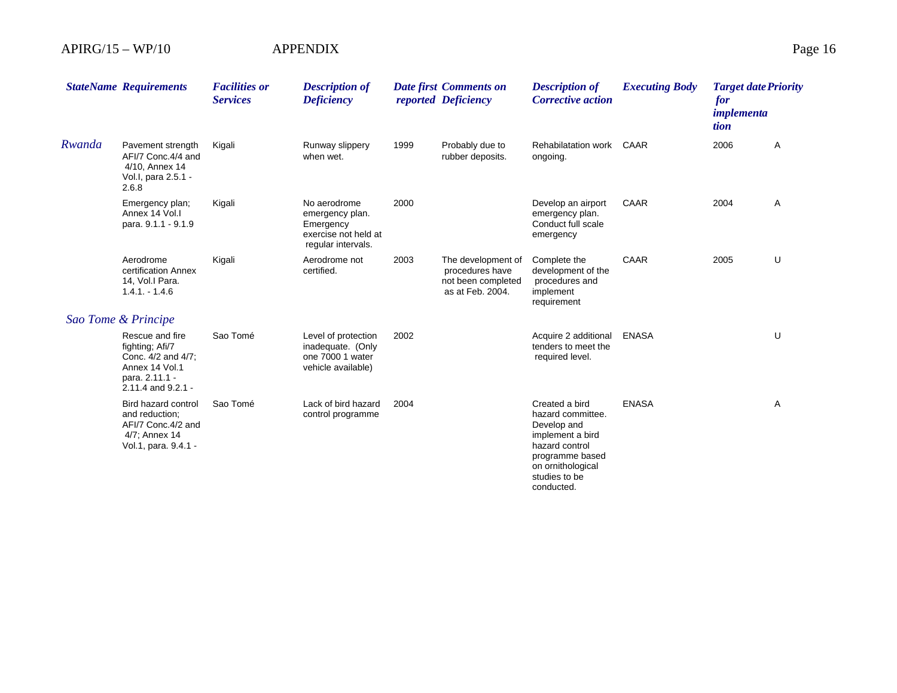| StateName | Requirements | Facilities or Services | Description of Deficiency | Date first reported | Comments on Deficiency | Description of Corrective action | Executing Body | Target date for implementation | Priority |
|---|---|---|---|---|---|---|---|---|---|
| *Rwanda* | Pavement strength AFI/7 Conc.4/4 and 4/10, Annex 14 Vol.I, para 2.5.1 - 2.6.8 | Kigali | Runway slippery when wet. | 1999 | Probably due to rubber deposits. | Rehabilatation work ongoing. | CAAR | 2006 | A |
| | Emergency plan; Annex 14 Vol.I para. 9.1.1 - 9.1.9 | Kigali | No aerodrome emergency plan. Emergency exercise not held at regular intervals. | 2000 | | Develop an airport emergency plan. Conduct full scale emergency | CAAR | 2004 | A |
| | Aerodrome certification Annex 14, Vol.I Para. 1.4.1. - 1.4.6 | Kigali | Aerodrome not certified. | 2003 | The development of procedures have not been completed as at Feb. 2004. | Complete the development of the procedures and implement requirement | CAAR | 2005 | U |
| *Sao Tome & Principe* | | | | | | | | | |
| | Rescue and fire fighting; Afi/7 Conc. 4/2 and 4/7; Annex 14 Vol.1 para. 2.11.1 - 2.11.4 and 9.2.1 - | Sao Tomé | Level of protection inadequate. (Only one 7000 1 water vehicle available) | 2002 | | Acquire 2 additional tenders to meet the required level. | ENASA | | U |
| | Bird hazard control and reduction; AFI/7 Conc.4/2 and 4/7; Annex 14 Vol.1, para. 9.4.1 - | Sao Tomé | Lack of bird hazard control programme | 2004 | | Created a bird hazard committee. Develop and implement a bird hazard control programme based on ornithological studies to be conducted. | ENASA | | A |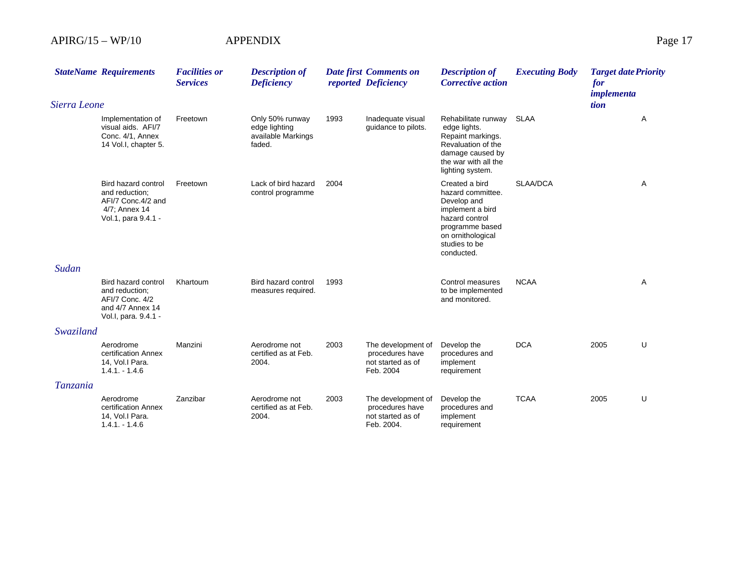| StateName | Requirements | Facilities or Services | Description of Deficiency | Date first reported | Comments on Deficiency | Description of Corrective action | Executing Body | Target date for implementation | Priority |
|---|---|---|---|---|---|---|---|---|---|
| *Sierra Leone* | | | | | | | | | |
| | Implementation of visual aids. AFI/7 Conc. 4/1, Annex 14 Vol.I, chapter 5. | Freetown | Only 50% runway edge lighting available Markings faded. | 1993 | Inadequate visual guidance to pilots. | Rehabilitate runway edge lights. Repaint markings. Revaluation of the damage caused by the war with all the lighting system. | SLAA | | A |
| | Bird hazard control and reduction; AFI/7 Conc.4/2 and 4/7; Annex 14 Vol.1, para 9.4.1 - | Freetown | Lack of bird hazard control programme | 2004 | | Created a bird hazard committee. Develop and implement a bird hazard control programme based on ornithological studies to be conducted. | SLAA/DCA | | A |
| *Sudan* | | | | | | | | | |
| | Bird hazard control and reduction; AFI/7 Conc. 4/2 and 4/7 Annex 14 Vol.I, para. 9.4.1 - | Khartoum | Bird hazard control measures required. | 1993 | | Control measures to be implemented and monitored. | NCAA | | A |
| *Swaziland* | | | | | | | | | |
| | Aerodrome certification Annex 14, Vol.I Para. 1.4.1. - 1.4.6 | Manzini | Aerodrome not certified as at Feb. 2004. | 2003 | The development of procedures have not started as of Feb. 2004 | Develop the procedures and implement requirement | DCA | 2005 | U |
| *Tanzania* | | | | | | | | | |
| | Aerodrome certification Annex 14, Vol.I Para. 1.4.1. - 1.4.6 | Zanzibar | Aerodrome not certified as at Feb. 2004. | 2003 | The development of procedures have not started as of Feb. 2004. | Develop the procedures and implement requirement | TCAA | 2005 | U |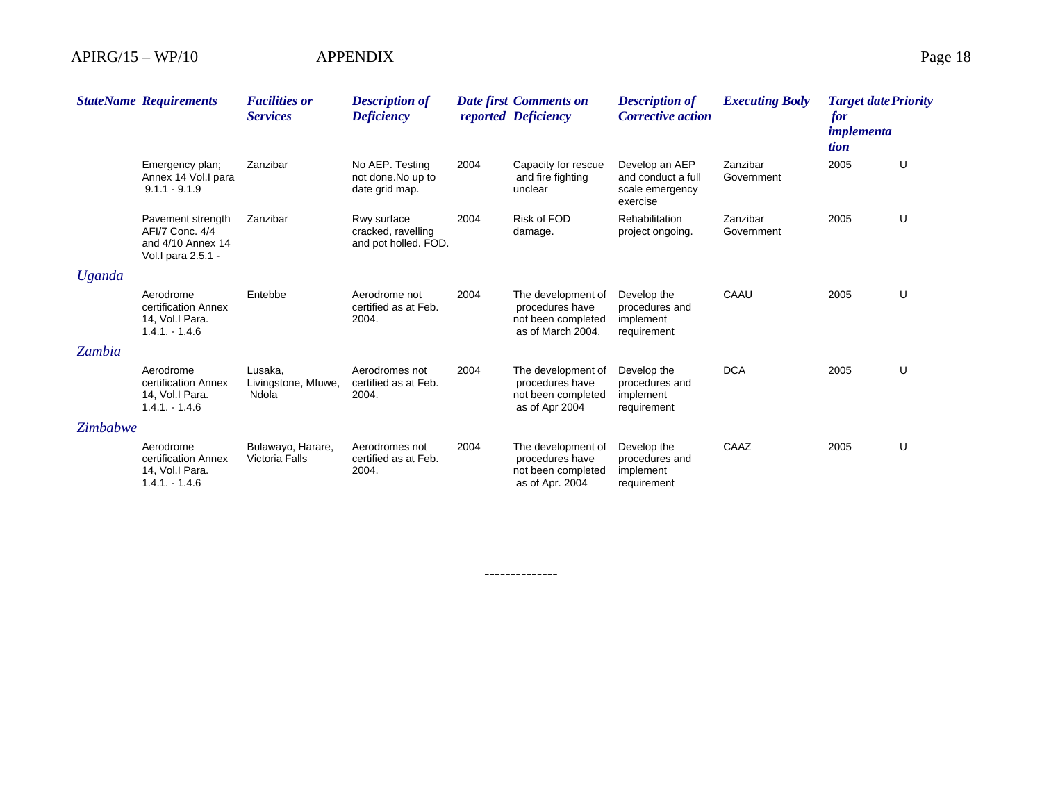| StateName | Requirements | Facilities or Services | Description of Deficiency | Date first reported | Comments on Deficiency | Description of Corrective action | Executing Body | Target date for implementation | Priority |
|---|---|---|---|---|---|---|---|---|---|
| | Emergency plan; Annex 14 Vol.I para 9.1.1 - 9.1.9 | Zanzibar | No AEP. Testing not done.No up to date grid map. | 2004 | Capacity for rescue and fire fighting unclear | Develop an AEP and conduct a full scale emergency exercise | Zanzibar Government | 2005 | U |
| | Pavement strength AFI/7 Conc. 4/4 and 4/10 Annex 14 Vol.I para 2.5.1 - | Zanzibar | Rwy surface cracked, ravelling and pot holled. FOD. | 2004 | Risk of FOD damage. | Rehabilitation project ongoing. | Zanzibar Government | 2005 | U |
| *Uganda* | | | | | | | | | |
| | Aerodrome certification Annex 14, Vol.I Para. 1.4.1. - 1.4.6 | Entebbe | Aerodrome not certified as at Feb. 2004. | 2004 | The development of procedures have not been completed as of March 2004. | Develop the procedures and implement requirement | CAAU | 2005 | U |
| *Zambia* | | | | | | | | | |
| | Aerodrome certification Annex 14, Vol.I Para. 1.4.1. - 1.4.6 | Lusaka, Livingstone, Mfuwe, Ndola | Aerodromes not certified as at Feb. 2004. | 2004 | The development of procedures have not been completed as of Apr 2004 | Develop the procedures and implement requirement | DCA | 2005 | U |
| *Zimbabwe* | | | | | | | | | |
| | Aerodrome certification Annex 14, Vol.I Para. 1.4.1. - 1.4.6 | Bulawayo, Harare, Victoria Falls | Aerodromes not certified as at Feb. 2004. | 2004 | The development of procedures have not been completed as of Apr. 2004 | Develop the procedures and implement requirement | CAAZ | 2005 | U |

-------------